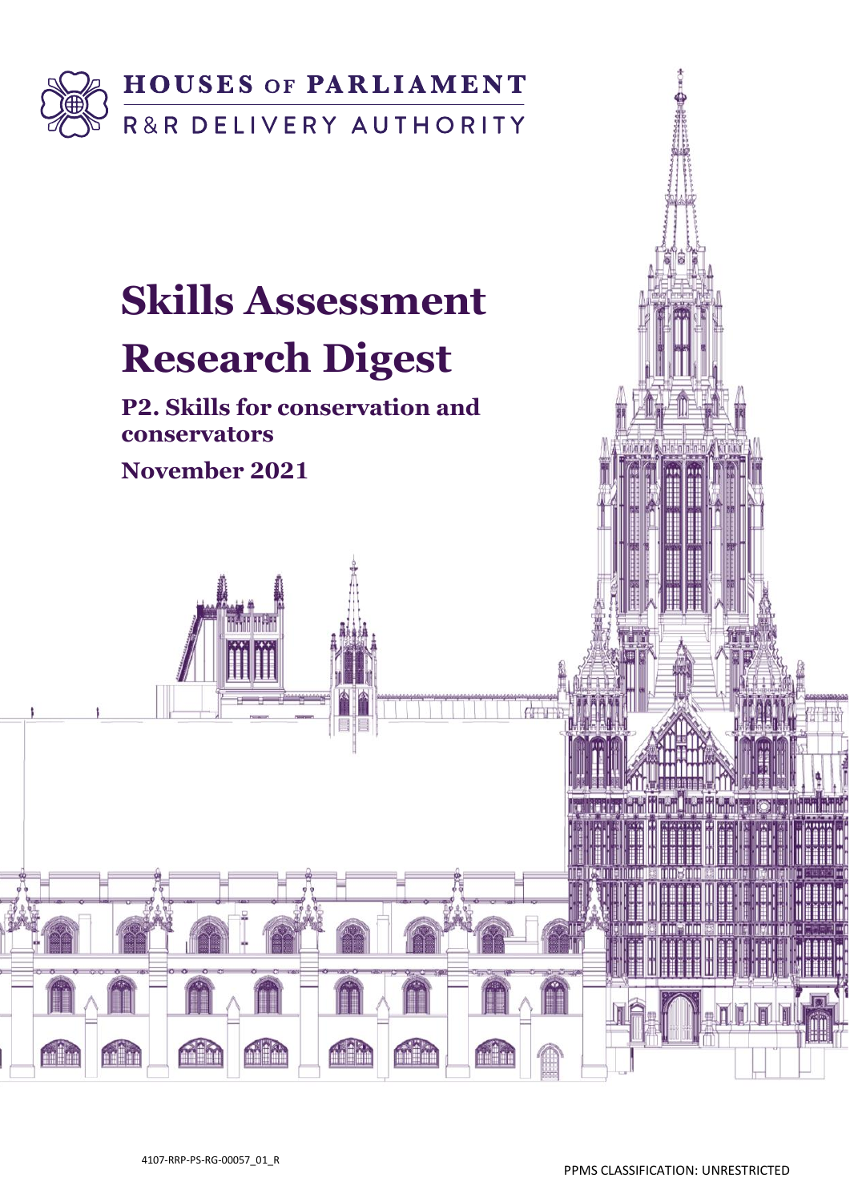HOUSES OF PARLIAMENT

R&R DELIVERY AUTHORITY

# Skills Assessment Research Digest

## P2. Skills for conservation and conservators

## November 2021

4107-RRP-PS-RG-00057_01_R

PPMS CLASSIFICATION: UNRESTRICTED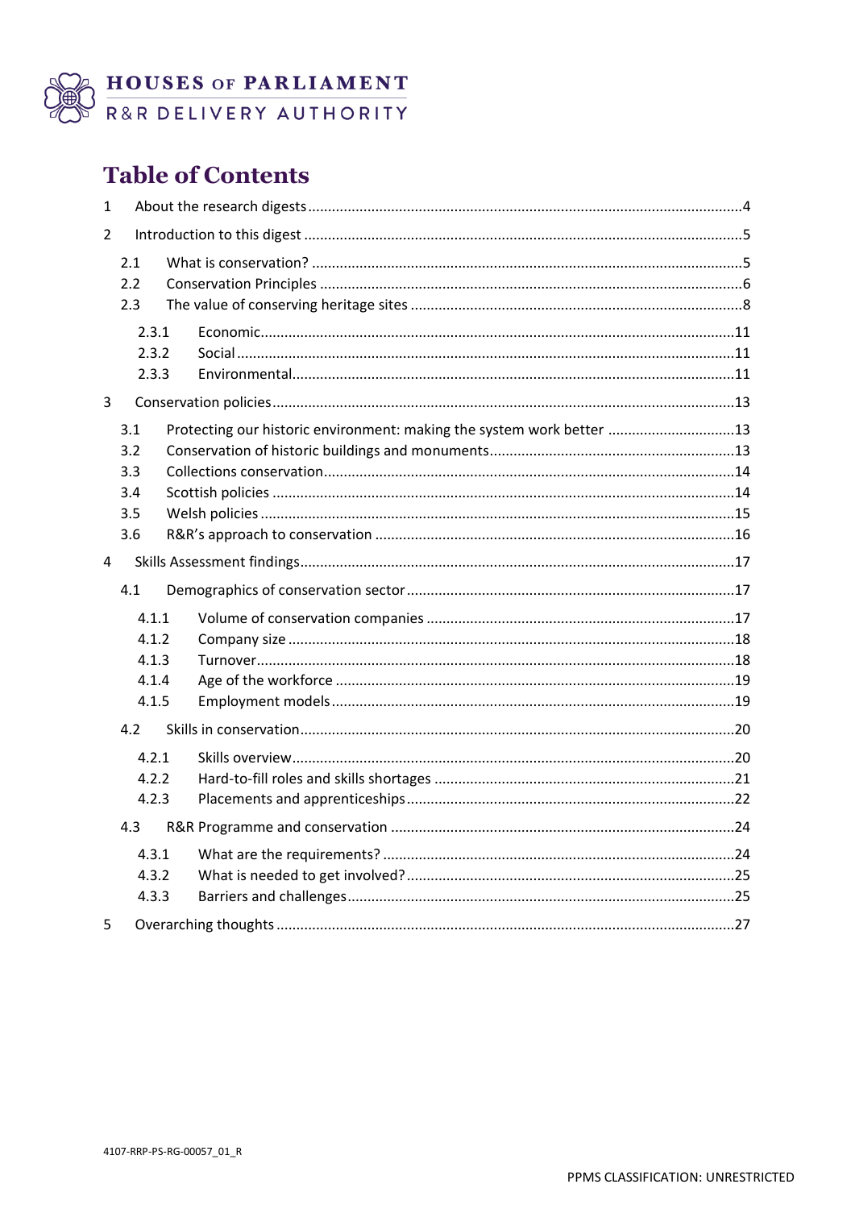# Table of Contents

1 About the research digests ....4

2 Introduction to this digest ....5

- 2.1 What is conservation? ....5
- 2.2 Conservation Principles ....6
- 2.3 The value of conserving heritage sites ....8
  - 2.3.1 Economic ....11
  - 2.3.2 Social ....11
  - 2.3.3 Environmental ....11

3 Conservation policies ....13

- 3.1 Protecting our historic environment: making the system work better ....13
- 3.2 Conservation of historic buildings and monuments ....13
- 3.3 Collections conservation ....14
- 3.4 Scottish policies ....14
- 3.5 Welsh policies ....15
- 3.6 R&R's approach to conservation ....16

4 Skills Assessment findings ....17

- 4.1 Demographics of conservation sector ....17
  - 4.1.1 Volume of conservation companies ....17
  - 4.1.2 Company size ....18
  - 4.1.3 Turnover ....18
  - 4.1.4 Age of the workforce ....19
  - 4.1.5 Employment models ....19
- 4.2 Skills in conservation ....20
  - 4.2.1 Skills overview ....20
  - 4.2.2 Hard-to-fill roles and skills shortages ....21
  - 4.2.3 Placements and apprenticeships ....22
- 4.3 R&R Programme and conservation ....24
  - 4.3.1 What are the requirements? ....24
  - 4.3.2 What is needed to get involved? ....25
  - 4.3.3 Barriers and challenges ....25

5 Overarching thoughts ....27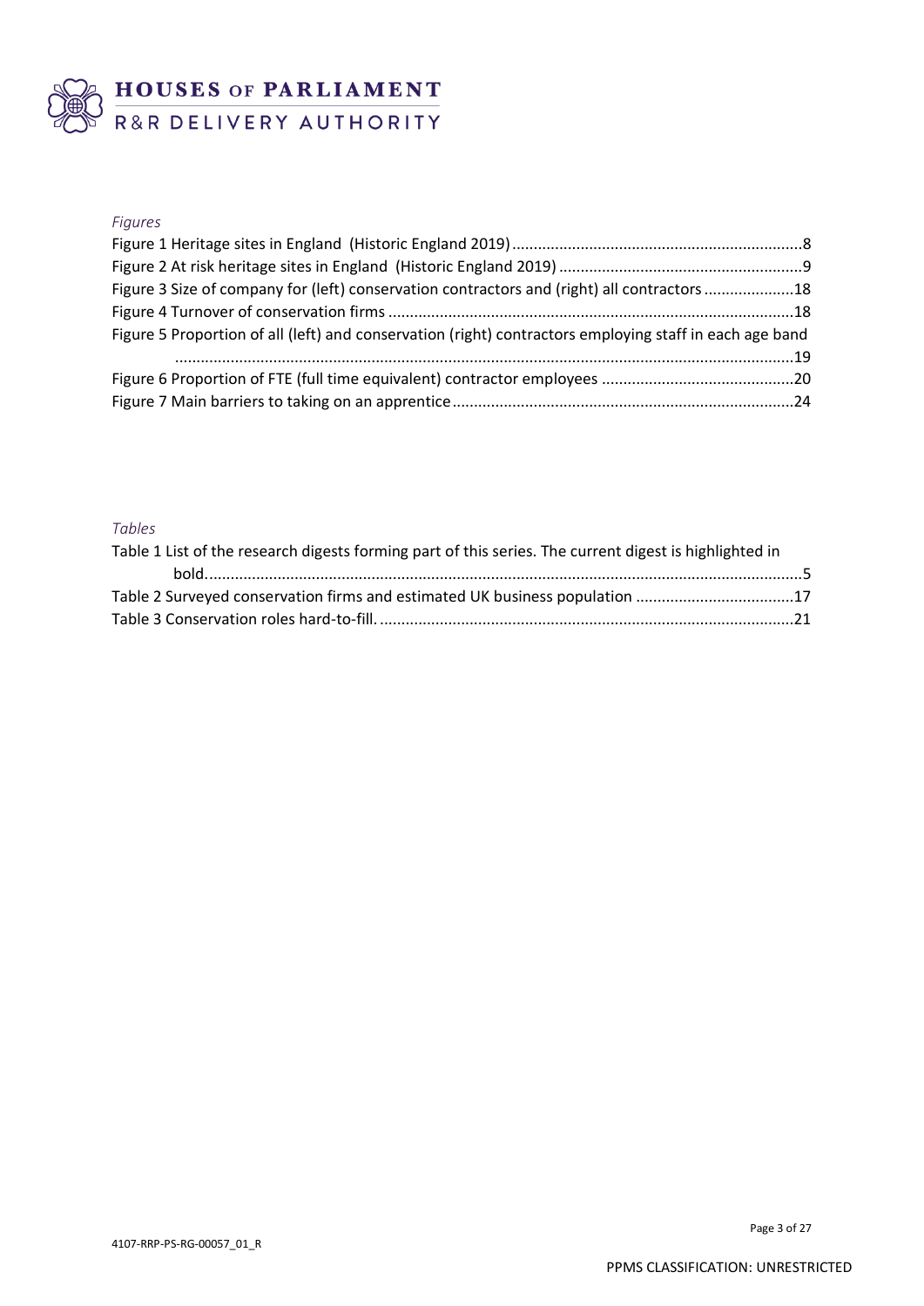*Figures*

Figure 1 Heritage sites in England (Historic England 2019) ....................................................................8
Figure 2 At risk heritage sites in England (Historic England 2019) .........................................................9
Figure 3 Size of company for (left) conservation contractors and (right) all contractors .....................18
Figure 4 Turnover of conservation firms ..............................................................................................18
Figure 5 Proportion of all (left) and conservation (right) contractors employing staff in each age band ...............................................................................................................................................19
Figure 6 Proportion of FTE (full time equivalent) contractor employees .............................................20
Figure 7 Main barriers to taking on an apprentice ...............................................................................24

*Tables*

Table 1 List of the research digests forming part of this series. The current digest is highlighted in bold..........................................................................................................................................5
Table 2 Surveyed conservation firms and estimated UK business population .....................................17
Table 3 Conservation roles hard-to-fill. ................................................................................................21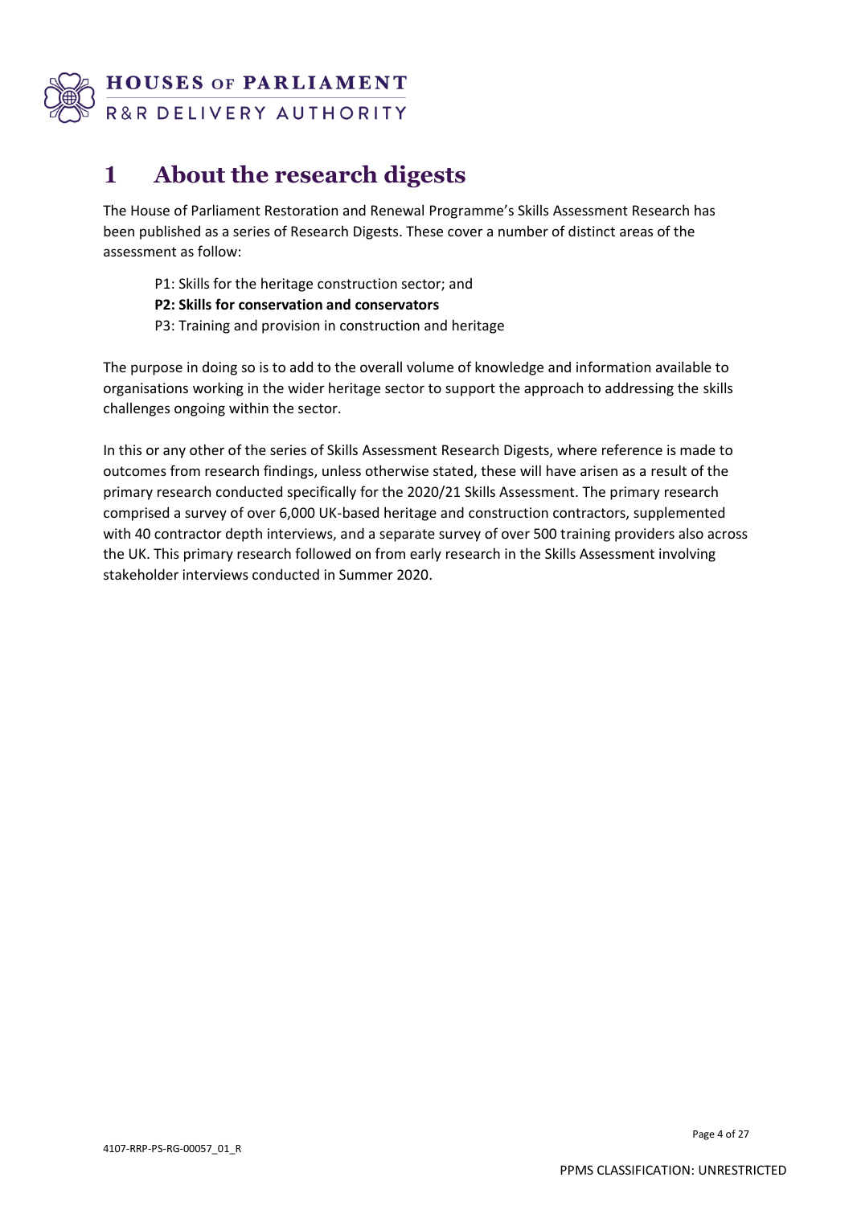# 1 About the research digests

The House of Parliament Restoration and Renewal Programme's Skills Assessment Research has been published as a series of Research Digests. These cover a number of distinct areas of the assessment as follow:

P1: Skills for the heritage construction sector; and
**P2: Skills for conservation and conservators**
P3: Training and provision in construction and heritage

The purpose in doing so is to add to the overall volume of knowledge and information available to organisations working in the wider heritage sector to support the approach to addressing the skills challenges ongoing within the sector.

In this or any other of the series of Skills Assessment Research Digests, where reference is made to outcomes from research findings, unless otherwise stated, these will have arisen as a result of the primary research conducted specifically for the 2020/21 Skills Assessment. The primary research comprised a survey of over 6,000 UK-based heritage and construction contractors, supplemented with 40 contractor depth interviews, and a separate survey of over 500 training providers also across the UK. This primary research followed on from early research in the Skills Assessment involving stakeholder interviews conducted in Summer 2020.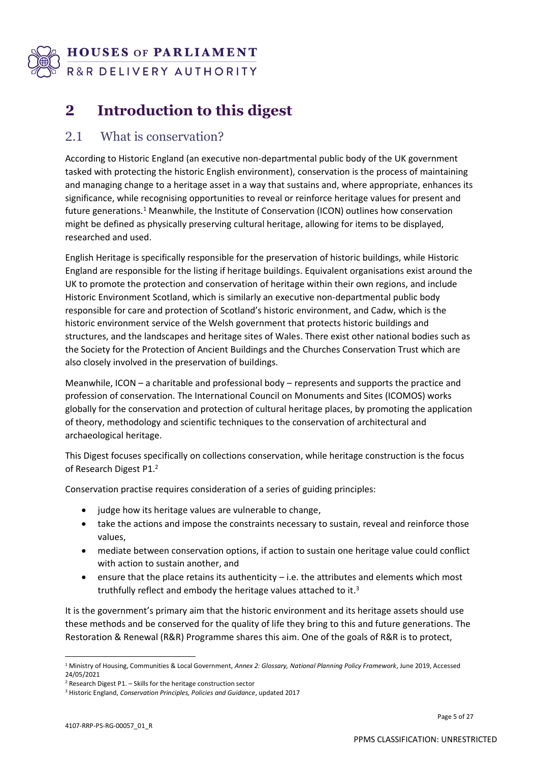# 2 Introduction to this digest

## 2.1 What is conservation?

According to Historic England (an executive non-departmental public body of the UK government tasked with protecting the historic English environment), conservation is the process of maintaining and managing change to a heritage asset in a way that sustains and, where appropriate, enhances its significance, while recognising opportunities to reveal or reinforce heritage values for present and future generations.[1] Meanwhile, the Institute of Conservation (ICON) outlines how conservation might be defined as physically preserving cultural heritage, allowing for items to be displayed, researched and used.

English Heritage is specifically responsible for the preservation of historic buildings, while Historic England are responsible for the listing if heritage buildings. Equivalent organisations exist around the UK to promote the protection and conservation of heritage within their own regions, and include Historic Environment Scotland, which is similarly an executive non-departmental public body responsible for care and protection of Scotland's historic environment, and Cadw, which is the historic environment service of the Welsh government that protects historic buildings and structures, and the landscapes and heritage sites of Wales. There exist other national bodies such as the Society for the Protection of Ancient Buildings and the Churches Conservation Trust which are also closely involved in the preservation of buildings.

Meanwhile, ICON – a charitable and professional body – represents and supports the practice and profession of conservation. The International Council on Monuments and Sites (ICOMOS) works globally for the conservation and protection of cultural heritage places, by promoting the application of theory, methodology and scientific techniques to the conservation of architectural and archaeological heritage.

This Digest focuses specifically on collections conservation, while heritage construction is the focus of Research Digest P1.[2]

Conservation practise requires consideration of a series of guiding principles:

- judge how its heritage values are vulnerable to change,
- take the actions and impose the constraints necessary to sustain, reveal and reinforce those values,
- mediate between conservation options, if action to sustain one heritage value could conflict with action to sustain another, and
- ensure that the place retains its authenticity – i.e. the attributes and elements which most truthfully reflect and embody the heritage values attached to it.[3]

It is the government's primary aim that the historic environment and its heritage assets should use these methods and be conserved for the quality of life they bring to this and future generations. The Restoration & Renewal (R&R) Programme shares this aim. One of the goals of R&R is to protect,

---

[1] Ministry of Housing, Communities & Local Government, *Annex 2: Glossary, National Planning Policy Framework*, June 2019, Accessed 24/05/2021

[2] Research Digest P1. – Skills for the heritage construction sector

[3] Historic England, *Conservation Principles, Policies and Guidance*, updated 2017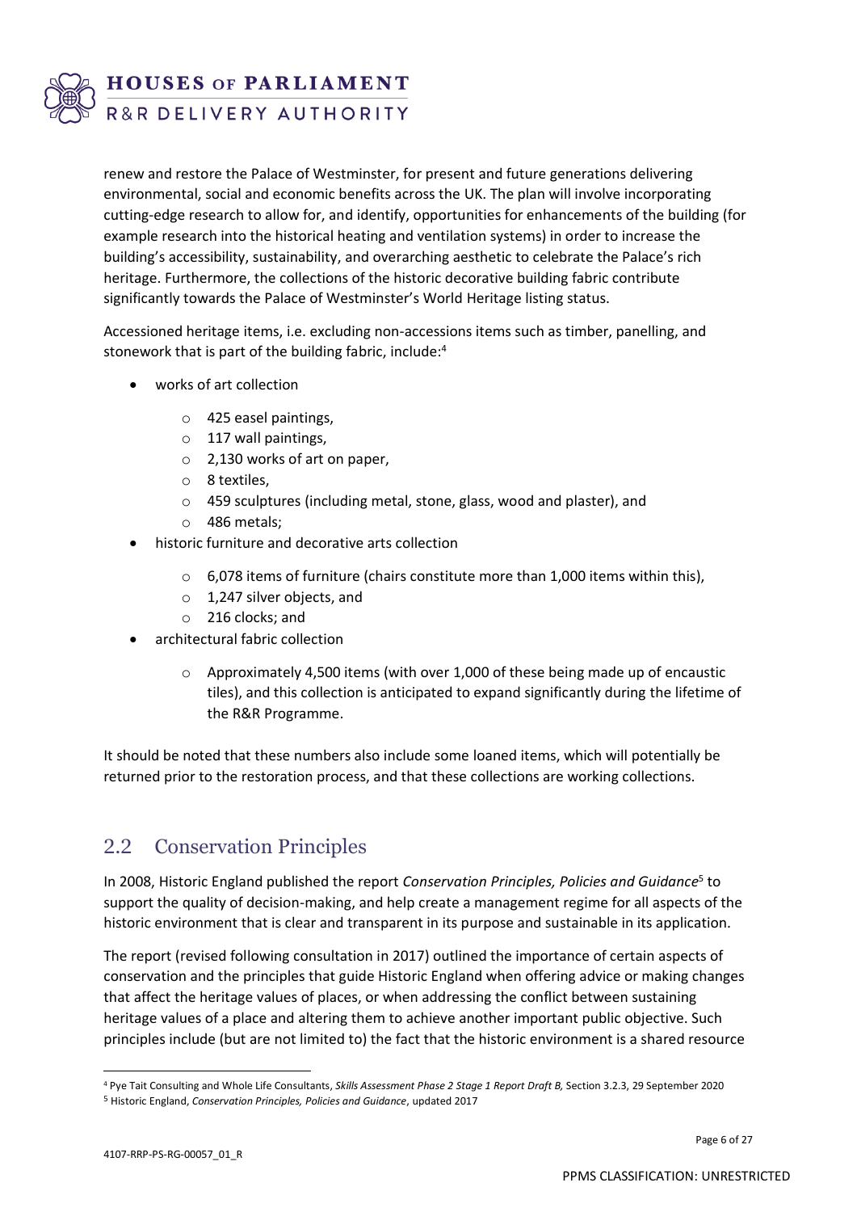renew and restore the Palace of Westminster, for present and future generations delivering environmental, social and economic benefits across the UK. The plan will involve incorporating cutting-edge research to allow for, and identify, opportunities for enhancements of the building (for example research into the historical heating and ventilation systems) in order to increase the building's accessibility, sustainability, and overarching aesthetic to celebrate the Palace's rich heritage. Furthermore, the collections of the historic decorative building fabric contribute significantly towards the Palace of Westminster's World Heritage listing status.

Accessioned heritage items, i.e. excluding non-accessions items such as timber, panelling, and stonework that is part of the building fabric, include:[4]

- works of art collection
  - 425 easel paintings,
  - 117 wall paintings,
  - 2,130 works of art on paper,
  - 8 textiles,
  - 459 sculptures (including metal, stone, glass, wood and plaster), and
  - 486 metals;
- historic furniture and decorative arts collection
  - 6,078 items of furniture (chairs constitute more than 1,000 items within this),
  - 1,247 silver objects, and
  - 216 clocks; and
- architectural fabric collection
  - Approximately 4,500 items (with over 1,000 of these being made up of encaustic tiles), and this collection is anticipated to expand significantly during the lifetime of the R&R Programme.

It should be noted that these numbers also include some loaned items, which will potentially be returned prior to the restoration process, and that these collections are working collections.

## 2.2 Conservation Principles

In 2008, Historic England published the report *Conservation Principles, Policies and Guidance*[5] to support the quality of decision-making, and help create a management regime for all aspects of the historic environment that is clear and transparent in its purpose and sustainable in its application.

The report (revised following consultation in 2017) outlined the importance of certain aspects of conservation and the principles that guide Historic England when offering advice or making changes that affect the heritage values of places, or when addressing the conflict between sustaining heritage values of a place and altering them to achieve another important public objective. Such principles include (but are not limited to) the fact that the historic environment is a shared resource

---

[4] Pye Tait Consulting and Whole Life Consultants, *Skills Assessment Phase 2 Stage 1 Report Draft B,* Section 3.2.3, 29 September 2020

[5] Historic England, *Conservation Principles, Policies and Guidance*, updated 2017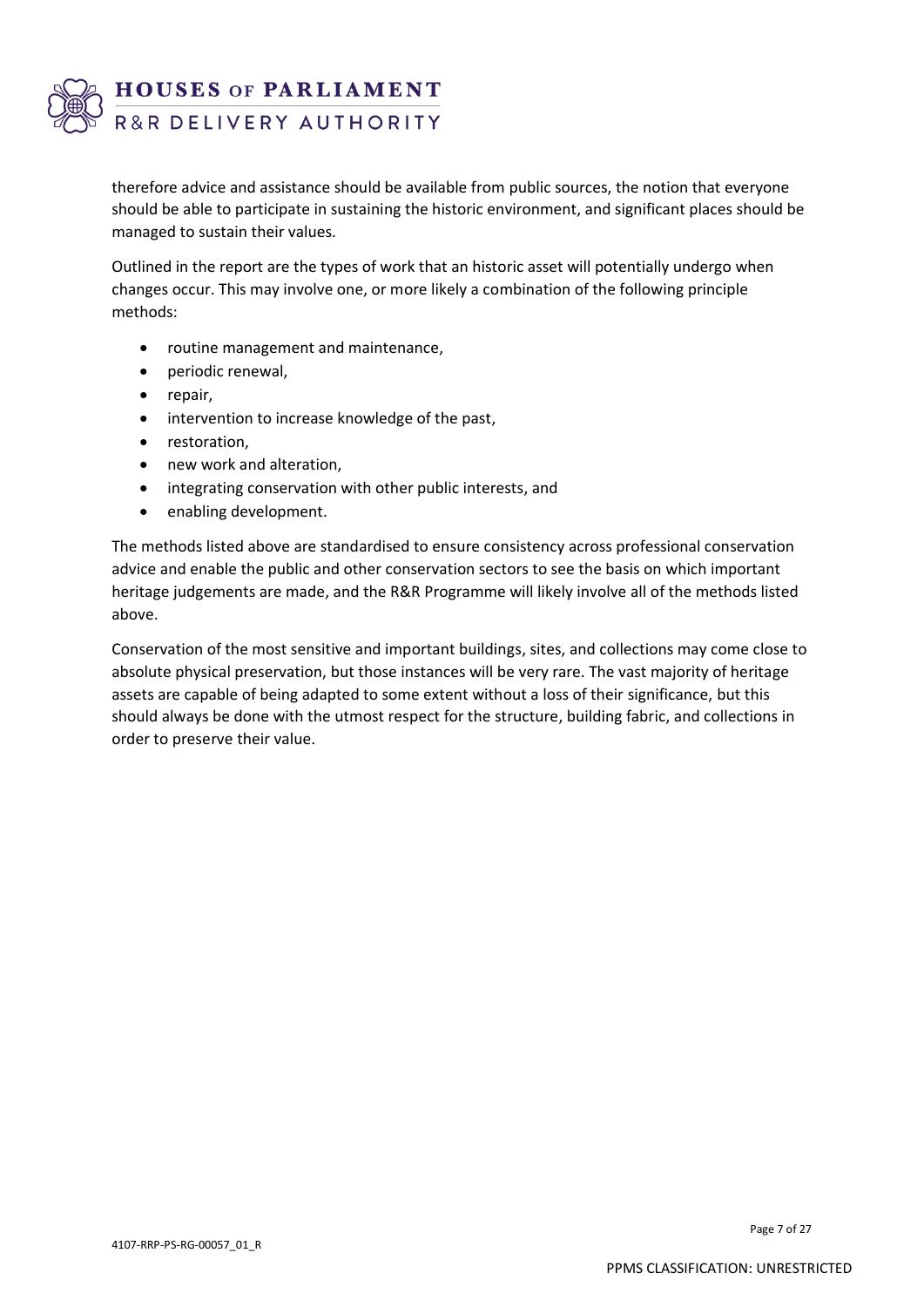therefore advice and assistance should be available from public sources, the notion that everyone should be able to participate in sustaining the historic environment, and significant places should be managed to sustain their values.

Outlined in the report are the types of work that an historic asset will potentially undergo when changes occur. This may involve one, or more likely a combination of the following principle methods:

- routine management and maintenance,
- periodic renewal,
- repair,
- intervention to increase knowledge of the past,
- restoration,
- new work and alteration,
- integrating conservation with other public interests, and
- enabling development.

The methods listed above are standardised to ensure consistency across professional conservation advice and enable the public and other conservation sectors to see the basis on which important heritage judgements are made, and the R&R Programme will likely involve all of the methods listed above.

Conservation of the most sensitive and important buildings, sites, and collections may come close to absolute physical preservation, but those instances will be very rare. The vast majority of heritage assets are capable of being adapted to some extent without a loss of their significance, but this should always be done with the utmost respect for the structure, building fabric, and collections in order to preserve their value.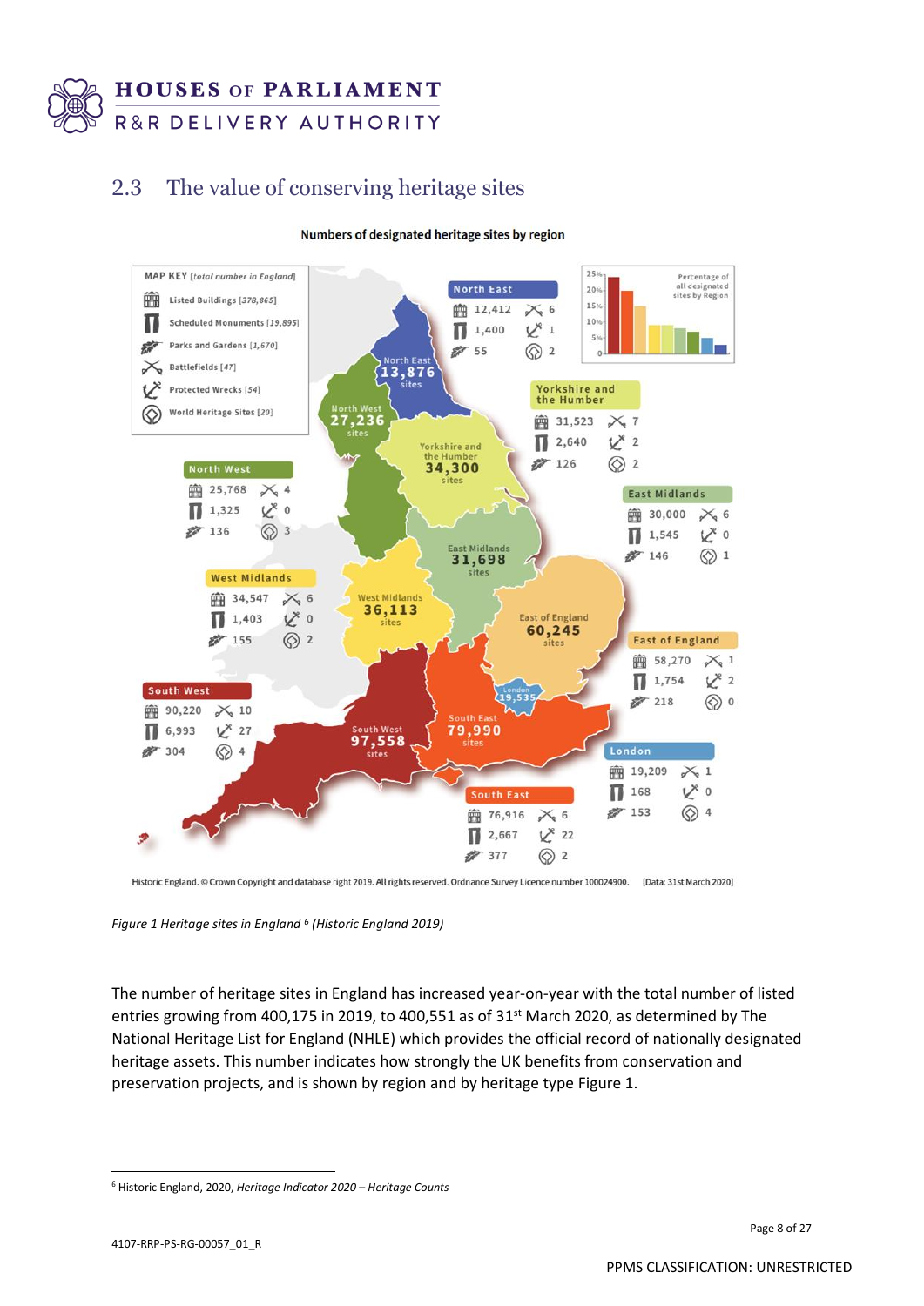## 2.3 The value of conserving heritage sites

**Numbers of designated heritage sites by region**

MAP KEY [*total number in England*]

- Listed Buildings [378,865]
- Scheduled Monuments [19,895]
- Parks and Gardens [1,670]
- Battlefields [47]
- Protected Wrecks [54]
- World Heritage Sites [20]

| Region | Total sites | Listed Buildings | Scheduled Monuments | Parks and Gardens | Battlefields | Protected Wrecks | World Heritage Sites |
|---|---|---|---|---|---|---|---|
| North East | 13,876 | 12,412 | 1,400 | 55 | 6 | 1 | 2 |
| North West | 27,236 | 25,768 | 1,325 | 136 | 4 | 0 | 3 |
| Yorkshire and the Humber | 34,300 | 31,523 | 2,640 | 126 | 7 | 2 | 2 |
| East Midlands | 31,698 | 30,000 | 1,545 | 146 | 6 | 0 | 1 |
| West Midlands | 36,113 | 34,547 | 1,403 | 155 | 6 | 0 | 2 |
| East of England | 60,245 | 58,270 | 1,754 | 218 | 1 | 2 | 0 |
| London | 19,535 | 19,209 | 168 | 153 | 1 | 0 | 4 |
| South East | 79,990 | 76,916 | 2,667 | 377 | 6 | 22 | 2 |
| South West | 97,558 | 90,220 | 6,993 | 304 | 10 | 27 | 4 |

Percentage of all designated sites by Region

Historic England. © Crown Copyright and database right 2019. All rights reserved. Ordnance Survey Licence number 100024900. [Data: 31st March 2020]

*Figure 1 Heritage sites in England [6] (Historic England 2019)*

The number of heritage sites in England has increased year-on-year with the total number of listed entries growing from 400,175 in 2019, to 400,551 as of 31st March 2020, as determined by The National Heritage List for England (NHLE) which provides the official record of nationally designated heritage assets. This number indicates how strongly the UK benefits from conservation and preservation projects, and is shown by region and by heritage type Figure 1.

[6] Historic England, 2020, *Heritage Indicator 2020 – Heritage Counts*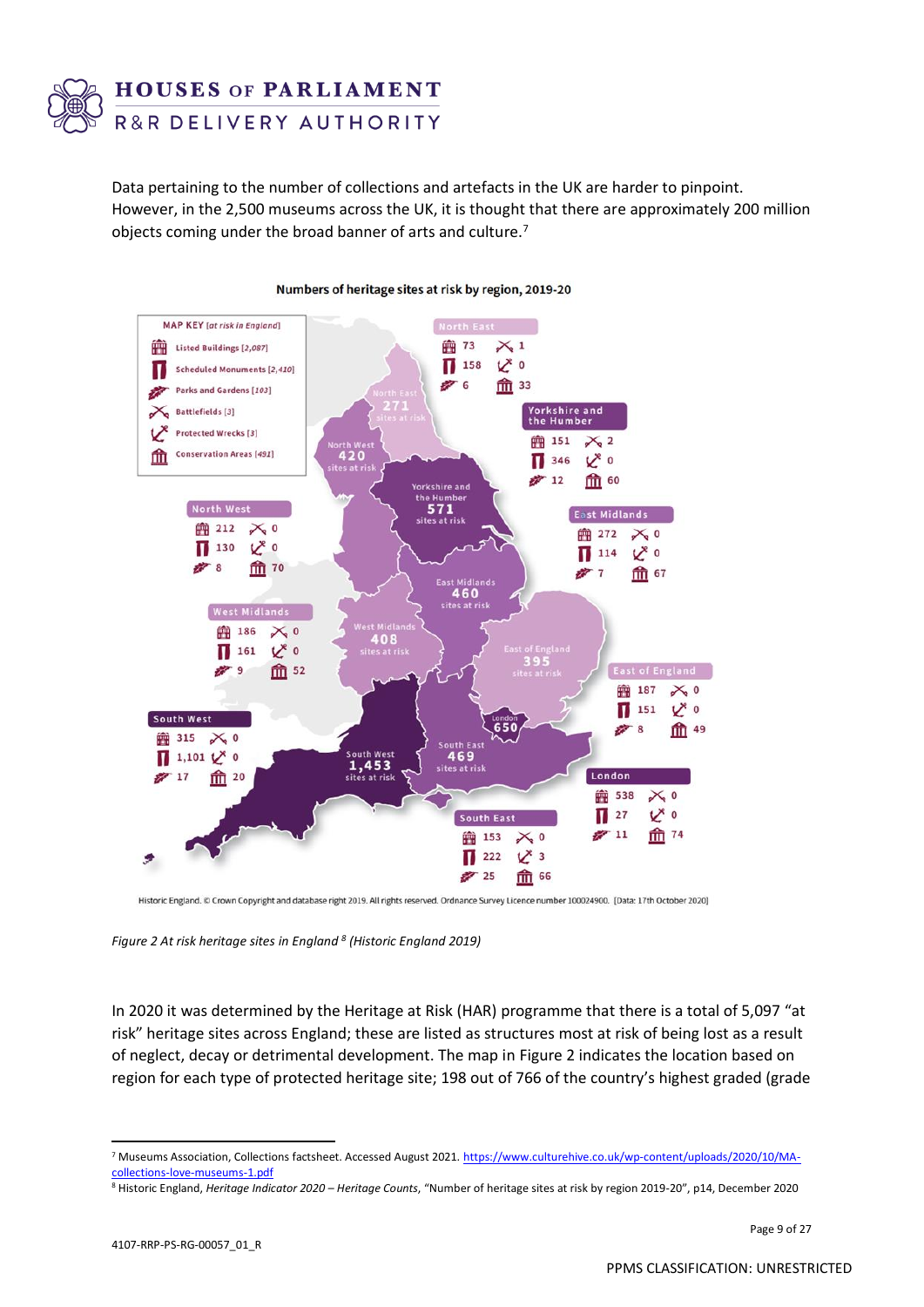Data pertaining to the number of collections and artefacts in the UK are harder to pinpoint. However, in the 2,500 museums across the UK, it is thought that there are approximately 200 million objects coming under the broad banner of arts and culture.[7]

**Numbers of heritage sites at risk by region, 2019-20**

MAP KEY *(at risk in England)*

- Listed Buildings [2,087]
- Scheduled Monuments [2,410]
- Parks and Gardens [103]
- Battlefields [3]
- Protected Wrecks [3]
- Conservation Areas [491]

| Region | Sites at risk | Listed Buildings | Scheduled Monuments | Parks and Gardens | Battlefields | Protected Wrecks | Conservation Areas |
|---|---|---|---|---|---|---|---|
| North East | 271 | 73 | 158 | 6 | 1 | 0 | 33 |
| Yorkshire and the Humber | 571 | 151 | 346 | 12 | 2 | 0 | 60 |
| North West | 420 | 212 | 130 | 8 | 0 | 0 | 70 |
| East Midlands | 460 | 272 | 114 | 7 | 0 | 0 | 67 |
| West Midlands | 408 | 186 | 161 | 9 | 0 | 0 | 52 |
| East of England | 395 | 187 | 151 | 8 | 0 | 0 | 49 |
| South West | 1,453 | 315 | 1,101 | 17 | 0 | 0 | 20 |
| London | 650 | 538 | 27 | 11 | 0 | 0 | 74 |
| South East | 469 | 153 | 222 | 25 | 0 | 3 | 66 |

Historic England. © Crown Copyright and database right 2019. All rights reserved. Ordnance Survey Licence number 100024900. [Data: 17th October 2020]

*Figure 2 At risk heritage sites in England [8] (Historic England 2019)*

In 2020 it was determined by the Heritage at Risk (HAR) programme that there is a total of 5,097 "at risk" heritage sites across England; these are listed as structures most at risk of being lost as a result of neglect, decay or detrimental development. The map in Figure 2 indicates the location based on region for each type of protected heritage site; 198 out of 766 of the country's highest graded (grade

---

[7] Museums Association, Collections factsheet. Accessed August 2021. https://www.culturehive.co.uk/wp-content/uploads/2020/10/MA-collections-love-museums-1.pdf

[8] Historic England, *Heritage Indicator 2020 – Heritage Counts*, "Number of heritage sites at risk by region 2019-20", p14, December 2020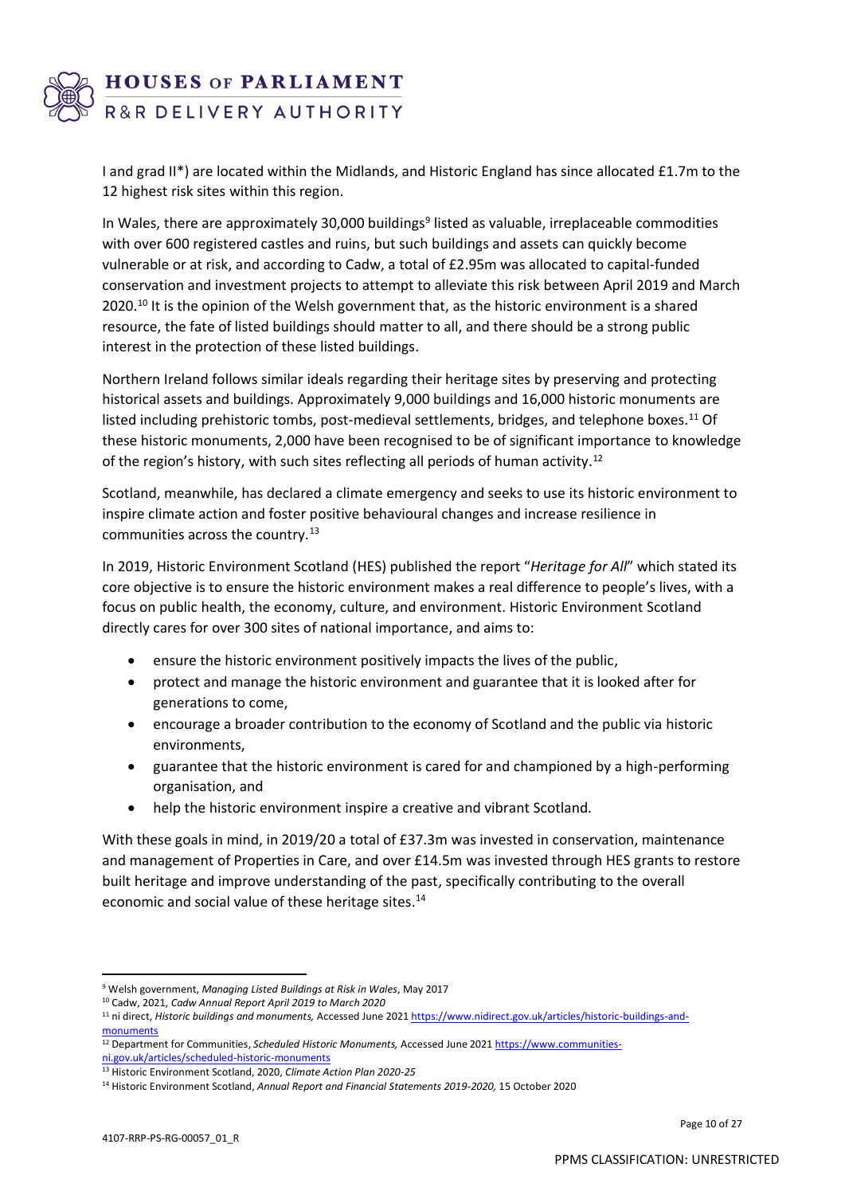I and grad II*) are located within the Midlands, and Historic England has since allocated £1.7m to the 12 highest risk sites within this region.

In Wales, there are approximately 30,000 buildings[9] listed as valuable, irreplaceable commodities with over 600 registered castles and ruins, but such buildings and assets can quickly become vulnerable or at risk, and according to Cadw, a total of £2.95m was allocated to capital-funded conservation and investment projects to attempt to alleviate this risk between April 2019 and March 2020.[10] It is the opinion of the Welsh government that, as the historic environment is a shared resource, the fate of listed buildings should matter to all, and there should be a strong public interest in the protection of these listed buildings.

Northern Ireland follows similar ideals regarding their heritage sites by preserving and protecting historical assets and buildings. Approximately 9,000 buildings and 16,000 historic monuments are listed including prehistoric tombs, post-medieval settlements, bridges, and telephone boxes.[11] Of these historic monuments, 2,000 have been recognised to be of significant importance to knowledge of the region's history, with such sites reflecting all periods of human activity.[12]

Scotland, meanwhile, has declared a climate emergency and seeks to use its historic environment to inspire climate action and foster positive behavioural changes and increase resilience in communities across the country.[13]

In 2019, Historic Environment Scotland (HES) published the report "*Heritage for All*" which stated its core objective is to ensure the historic environment makes a real difference to people's lives, with a focus on public health, the economy, culture, and environment. Historic Environment Scotland directly cares for over 300 sites of national importance, and aims to:

- ensure the historic environment positively impacts the lives of the public,
- protect and manage the historic environment and guarantee that it is looked after for generations to come,
- encourage a broader contribution to the economy of Scotland and the public via historic environments,
- guarantee that the historic environment is cared for and championed by a high-performing organisation, and
- help the historic environment inspire a creative and vibrant Scotland.

With these goals in mind, in 2019/20 a total of £37.3m was invested in conservation, maintenance and management of Properties in Care, and over £14.5m was invested through HES grants to restore built heritage and improve understanding of the past, specifically contributing to the overall economic and social value of these heritage sites.[14]

---

[9] Welsh government, *Managing Listed Buildings at Risk in Wales*, May 2017

[10] Cadw, 2021, *Cadw Annual Report April 2019 to March 2020*

[11] ni direct, *Historic buildings and monuments,* Accessed June 2021 https://www.nidirect.gov.uk/articles/historic-buildings-and-monuments

[12] Department for Communities, *Scheduled Historic Monuments,* Accessed June 2021 https://www.communities-ni.gov.uk/articles/scheduled-historic-monuments

[13] Historic Environment Scotland, 2020, *Climate Action Plan 2020-25*

[14] Historic Environment Scotland, *Annual Report and Financial Statements 2019-2020,* 15 October 2020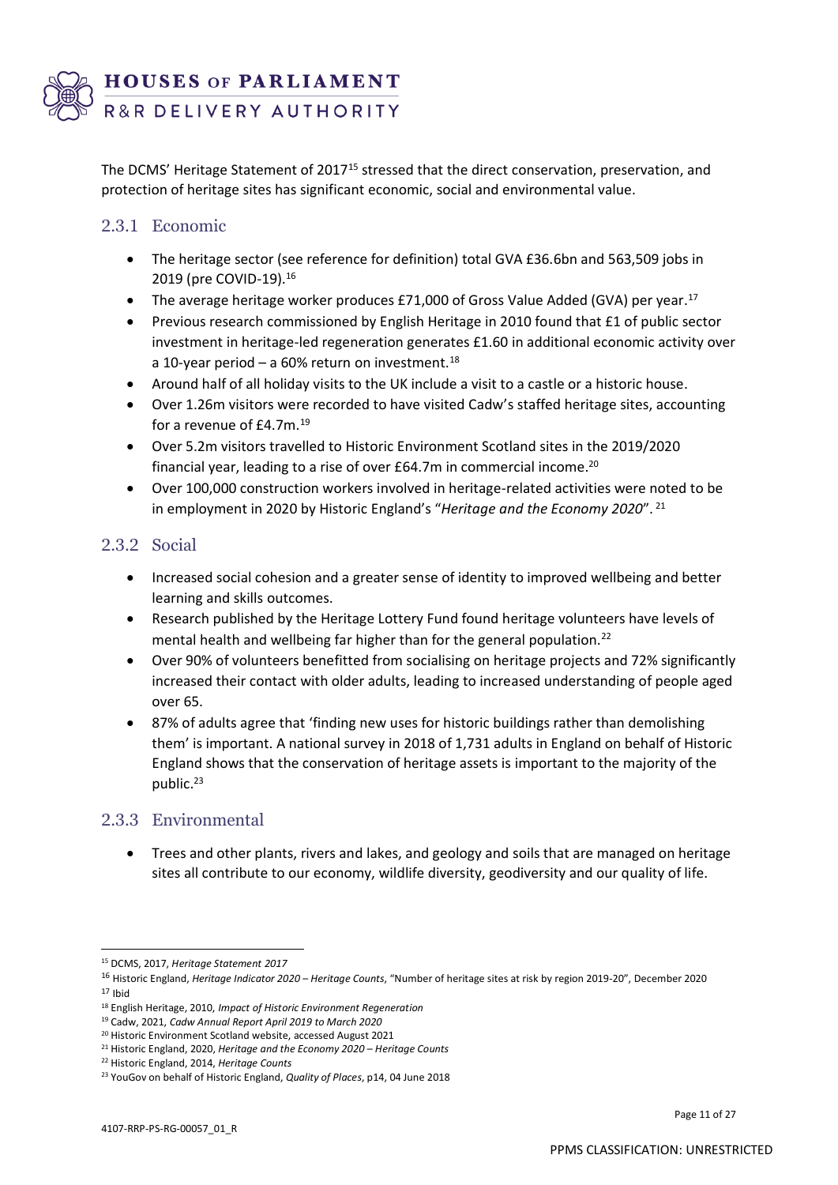The DCMS' Heritage Statement of 2017[15] stressed that the direct conservation, preservation, and protection of heritage sites has significant economic, social and environmental value.

### 2.3.1 Economic

- The heritage sector (see reference for definition) total GVA £36.6bn and 563,509 jobs in 2019 (pre COVID-19).[16]
- The average heritage worker produces £71,000 of Gross Value Added (GVA) per year.[17]
- Previous research commissioned by English Heritage in 2010 found that £1 of public sector investment in heritage-led regeneration generates £1.60 in additional economic activity over a 10-year period – a 60% return on investment.[18]
- Around half of all holiday visits to the UK include a visit to a castle or a historic house.
- Over 1.26m visitors were recorded to have visited Cadw's staffed heritage sites, accounting for a revenue of £4.7m.[19]
- Over 5.2m visitors travelled to Historic Environment Scotland sites in the 2019/2020 financial year, leading to a rise of over £64.7m in commercial income.[20]
- Over 100,000 construction workers involved in heritage-related activities were noted to be in employment in 2020 by Historic England's "*Heritage and the Economy 2020*". [21]

### 2.3.2 Social

- Increased social cohesion and a greater sense of identity to improved wellbeing and better learning and skills outcomes.
- Research published by the Heritage Lottery Fund found heritage volunteers have levels of mental health and wellbeing far higher than for the general population.[22]
- Over 90% of volunteers benefitted from socialising on heritage projects and 72% significantly increased their contact with older adults, leading to increased understanding of people aged over 65.
- 87% of adults agree that 'finding new uses for historic buildings rather than demolishing them' is important. A national survey in 2018 of 1,731 adults in England on behalf of Historic England shows that the conservation of heritage assets is important to the majority of the public.[23]

### 2.3.3 Environmental

- Trees and other plants, rivers and lakes, and geology and soils that are managed on heritage sites all contribute to our economy, wildlife diversity, geodiversity and our quality of life.

---

[15] DCMS, 2017, *Heritage Statement 2017*

[16] Historic England, *Heritage Indicator 2020 – Heritage Counts*, "Number of heritage sites at risk by region 2019-20", December 2020

[17] Ibid

[18] English Heritage, 2010, *Impact of Historic Environment Regeneration*

[19] Cadw, 2021, *Cadw Annual Report April 2019 to March 2020*

[20] Historic Environment Scotland website, accessed August 2021

[21] Historic England, 2020, *Heritage and the Economy 2020 – Heritage Counts*

[22] Historic England, 2014, *Heritage Counts*

[23] YouGov on behalf of Historic England, *Quality of Places*, p14, 04 June 2018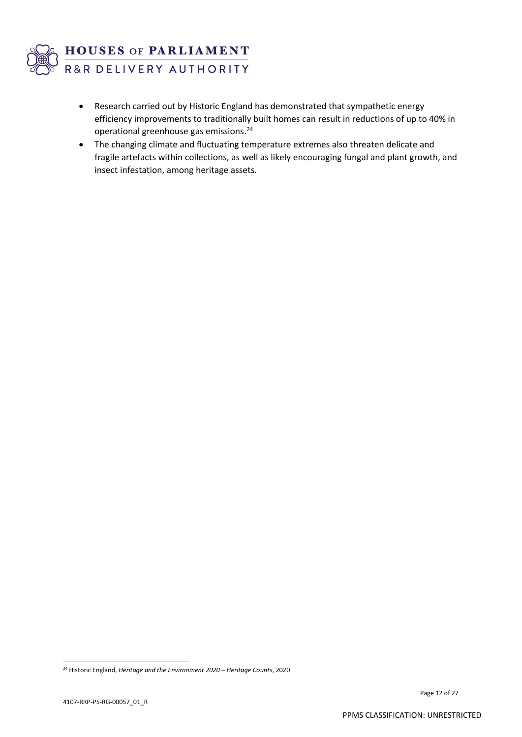- Research carried out by Historic England has demonstrated that sympathetic energy efficiency improvements to traditionally built homes can result in reductions of up to 40% in operational greenhouse gas emissions.[24]
- The changing climate and fluctuating temperature extremes also threaten delicate and fragile artefacts within collections, as well as likely encouraging fungal and plant growth, and insect infestation, among heritage assets.

[24] Historic England, *Heritage and the Environment 2020 – Heritage Counts*, 2020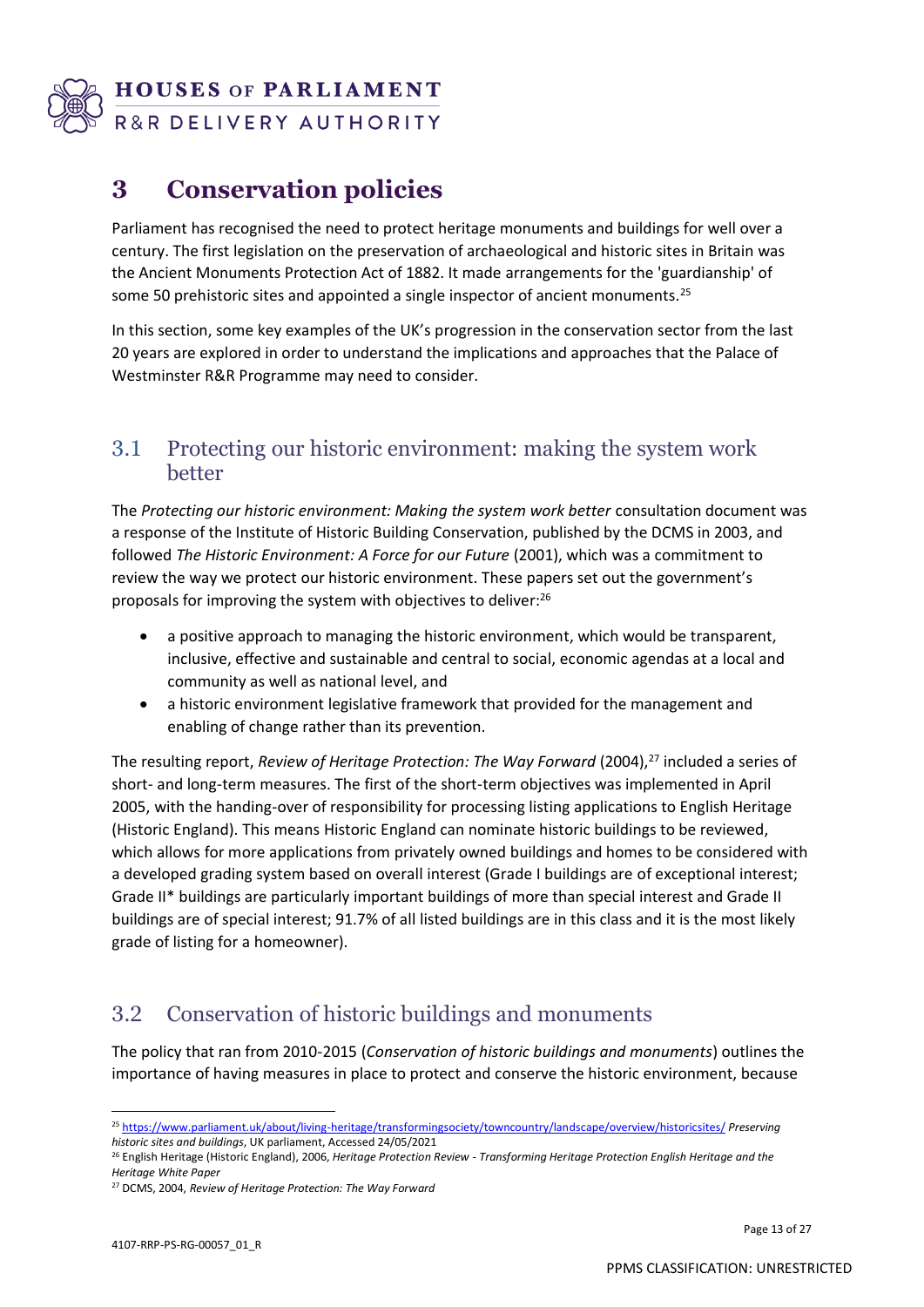# 3 Conservation policies

Parliament has recognised the need to protect heritage monuments and buildings for well over a century. The first legislation on the preservation of archaeological and historic sites in Britain was the Ancient Monuments Protection Act of 1882. It made arrangements for the 'guardianship' of some 50 prehistoric sites and appointed a single inspector of ancient monuments.[25]

In this section, some key examples of the UK's progression in the conservation sector from the last 20 years are explored in order to understand the implications and approaches that the Palace of Westminster R&R Programme may need to consider.

## 3.1 Protecting our historic environment: making the system work better

The *Protecting our historic environment: Making the system work better* consultation document was a response of the Institute of Historic Building Conservation, published by the DCMS in 2003, and followed *The Historic Environment: A Force for our Future* (2001), which was a commitment to review the way we protect our historic environment. These papers set out the government's proposals for improving the system with objectives to deliver:[26]

- a positive approach to managing the historic environment, which would be transparent, inclusive, effective and sustainable and central to social, economic agendas at a local and community as well as national level, and
- a historic environment legislative framework that provided for the management and enabling of change rather than its prevention.

The resulting report, *Review of Heritage Protection: The Way Forward* (2004),[27] included a series of short- and long-term measures. The first of the short-term objectives was implemented in April 2005, with the handing-over of responsibility for processing listing applications to English Heritage (Historic England). This means Historic England can nominate historic buildings to be reviewed, which allows for more applications from privately owned buildings and homes to be considered with a developed grading system based on overall interest (Grade I buildings are of exceptional interest; Grade II* buildings are particularly important buildings of more than special interest and Grade II buildings are of special interest; 91.7% of all listed buildings are in this class and it is the most likely grade of listing for a homeowner).

## 3.2 Conservation of historic buildings and monuments

The policy that ran from 2010-2015 (*Conservation of historic buildings and monuments*) outlines the importance of having measures in place to protect and conserve the historic environment, because

---

[25] https://www.parliament.uk/about/living-heritage/transformingsociety/towncountry/landscape/overview/historicsites/ *Preserving historic sites and buildings*, UK parliament, Accessed 24/05/2021

[26] English Heritage (Historic England), 2006, *Heritage Protection Review - Transforming Heritage Protection English Heritage and the Heritage White Paper*

[27] DCMS, 2004, *Review of Heritage Protection: The Way Forward*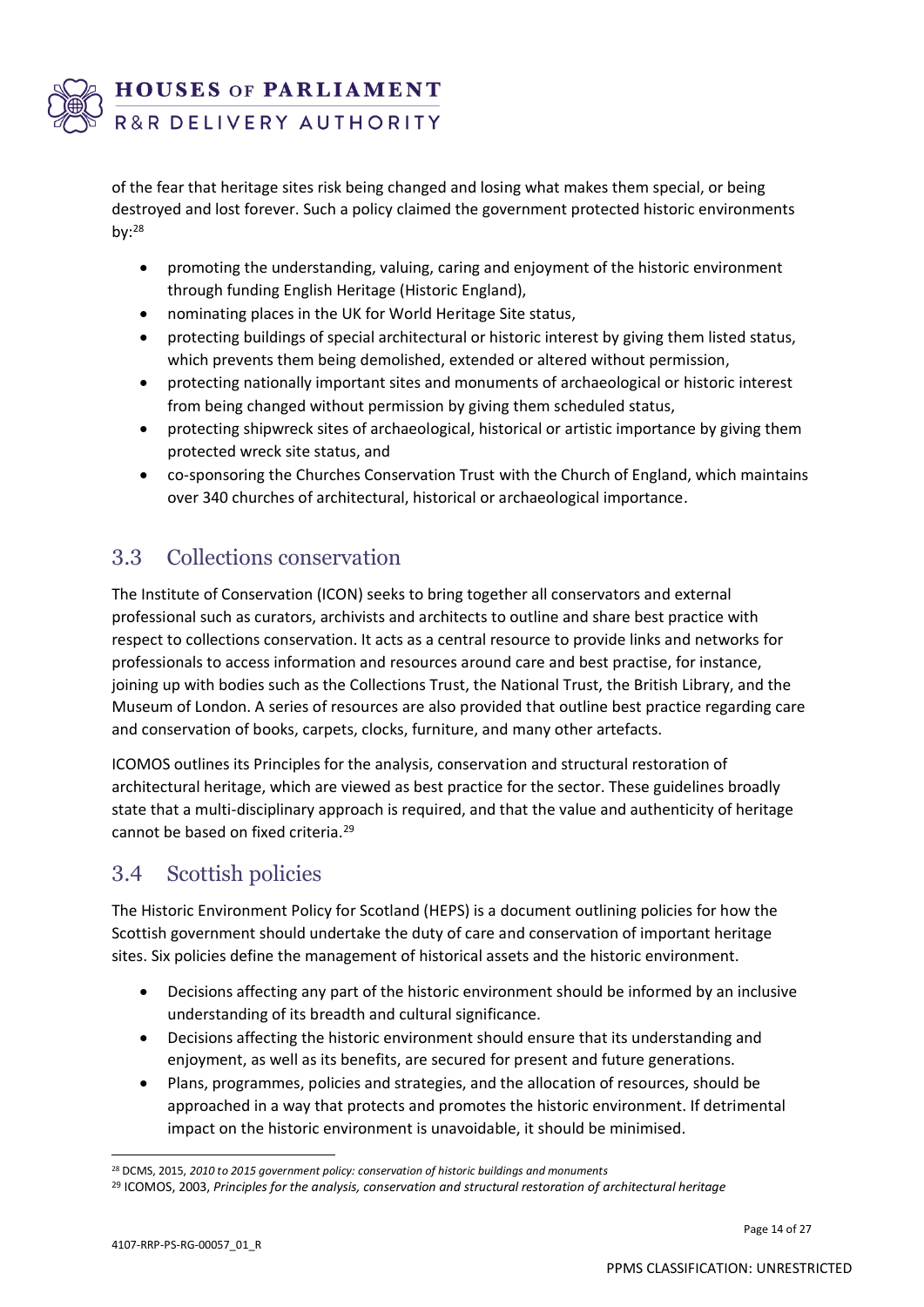of the fear that heritage sites risk being changed and losing what makes them special, or being destroyed and lost forever. Such a policy claimed the government protected historic environments by:[28]

- promoting the understanding, valuing, caring and enjoyment of the historic environment through funding English Heritage (Historic England),
- nominating places in the UK for World Heritage Site status,
- protecting buildings of special architectural or historic interest by giving them listed status, which prevents them being demolished, extended or altered without permission,
- protecting nationally important sites and monuments of archaeological or historic interest from being changed without permission by giving them scheduled status,
- protecting shipwreck sites of archaeological, historical or artistic importance by giving them protected wreck site status, and
- co-sponsoring the Churches Conservation Trust with the Church of England, which maintains over 340 churches of architectural, historical or archaeological importance.

## 3.3 Collections conservation

The Institute of Conservation (ICON) seeks to bring together all conservators and external professional such as curators, archivists and architects to outline and share best practice with respect to collections conservation. It acts as a central resource to provide links and networks for professionals to access information and resources around care and best practise, for instance, joining up with bodies such as the Collections Trust, the National Trust, the British Library, and the Museum of London. A series of resources are also provided that outline best practice regarding care and conservation of books, carpets, clocks, furniture, and many other artefacts.

ICOMOS outlines its Principles for the analysis, conservation and structural restoration of architectural heritage, which are viewed as best practice for the sector. These guidelines broadly state that a multi-disciplinary approach is required, and that the value and authenticity of heritage cannot be based on fixed criteria.[29]

## 3.4 Scottish policies

The Historic Environment Policy for Scotland (HEPS) is a document outlining policies for how the Scottish government should undertake the duty of care and conservation of important heritage sites. Six policies define the management of historical assets and the historic environment.

- Decisions affecting any part of the historic environment should be informed by an inclusive understanding of its breadth and cultural significance.
- Decisions affecting the historic environment should ensure that its understanding and enjoyment, as well as its benefits, are secured for present and future generations.
- Plans, programmes, policies and strategies, and the allocation of resources, should be approached in a way that protects and promotes the historic environment. If detrimental impact on the historic environment is unavoidable, it should be minimised.

---

[28] DCMS, 2015, *2010 to 2015 government policy: conservation of historic buildings and monuments*

[29] ICOMOS, 2003, *Principles for the analysis, conservation and structural restoration of architectural heritage*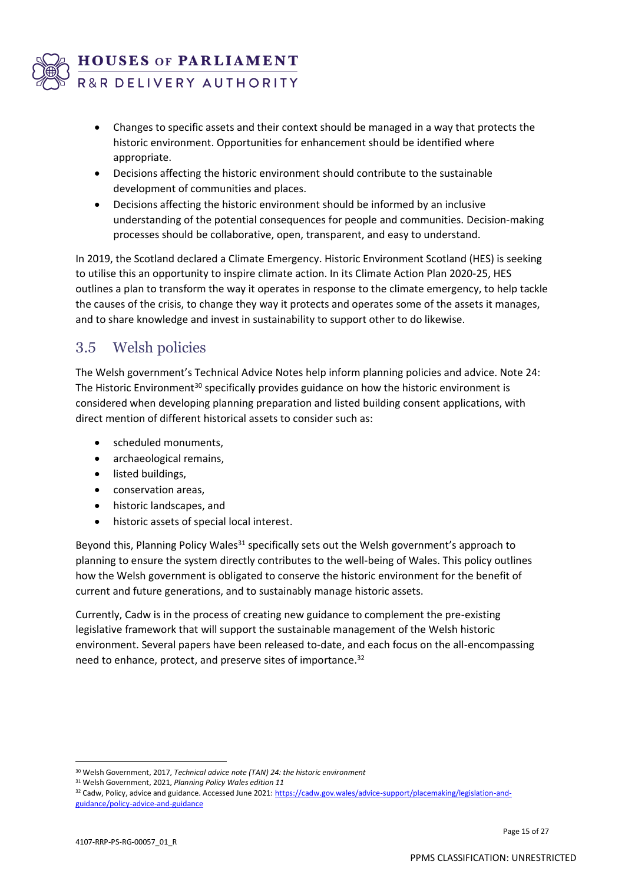- Changes to specific assets and their context should be managed in a way that protects the historic environment. Opportunities for enhancement should be identified where appropriate.
- Decisions affecting the historic environment should contribute to the sustainable development of communities and places.
- Decisions affecting the historic environment should be informed by an inclusive understanding of the potential consequences for people and communities. Decision-making processes should be collaborative, open, transparent, and easy to understand.

In 2019, the Scotland declared a Climate Emergency. Historic Environment Scotland (HES) is seeking to utilise this an opportunity to inspire climate action. In its Climate Action Plan 2020-25, HES outlines a plan to transform the way it operates in response to the climate emergency, to help tackle the causes of the crisis, to change they way it protects and operates some of the assets it manages, and to share knowledge and invest in sustainability to support other to do likewise.

## 3.5 Welsh policies

The Welsh government's Technical Advice Notes help inform planning policies and advice. Note 24: The Historic Environment[30] specifically provides guidance on how the historic environment is considered when developing planning preparation and listed building consent applications, with direct mention of different historical assets to consider such as:

- scheduled monuments,
- archaeological remains,
- listed buildings,
- conservation areas,
- historic landscapes, and
- historic assets of special local interest.

Beyond this, Planning Policy Wales[31] specifically sets out the Welsh government's approach to planning to ensure the system directly contributes to the well-being of Wales. This policy outlines how the Welsh government is obligated to conserve the historic environment for the benefit of current and future generations, and to sustainably manage historic assets.

Currently, Cadw is in the process of creating new guidance to complement the pre-existing legislative framework that will support the sustainable management of the Welsh historic environment. Several papers have been released to-date, and each focus on the all-encompassing need to enhance, protect, and preserve sites of importance.[32]

---

[30] Welsh Government, 2017, *Technical advice note (TAN) 24: the historic environment*

[31] Welsh Government, 2021, *Planning Policy Wales edition 11*

[32] Cadw, Policy, advice and guidance. Accessed June 2021: https://cadw.gov.wales/advice-support/placemaking/legislation-and-guidance/policy-advice-and-guidance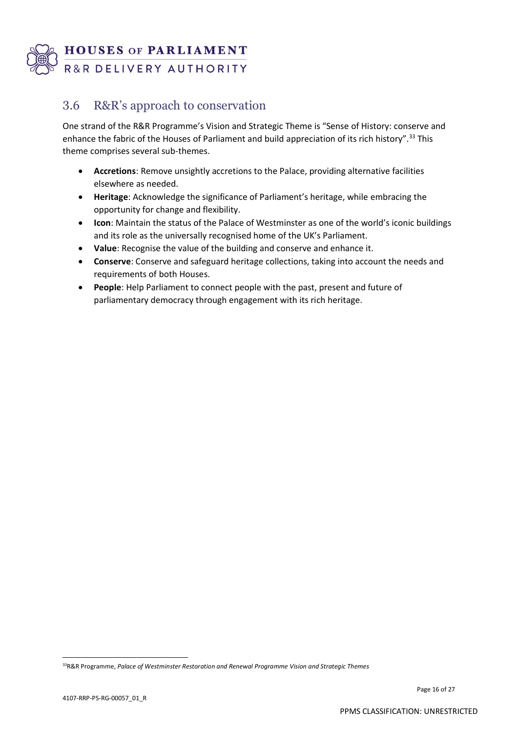## 3.6 R&R's approach to conservation

One strand of the R&R Programme's Vision and Strategic Theme is "Sense of History: conserve and enhance the fabric of the Houses of Parliament and build appreciation of its rich history".[33] This theme comprises several sub-themes.

- **Accretions**: Remove unsightly accretions to the Palace, providing alternative facilities elsewhere as needed.
- **Heritage**: Acknowledge the significance of Parliament's heritage, while embracing the opportunity for change and flexibility.
- **Icon**: Maintain the status of the Palace of Westminster as one of the world's iconic buildings and its role as the universally recognised home of the UK's Parliament.
- **Value**: Recognise the value of the building and conserve and enhance it.
- **Conserve**: Conserve and safeguard heritage collections, taking into account the needs and requirements of both Houses.
- **People**: Help Parliament to connect people with the past, present and future of parliamentary democracy through engagement with its rich heritage.

[33] R&R Programme, *Palace of Westminster Restoration and Renewal Programme Vision and Strategic Themes*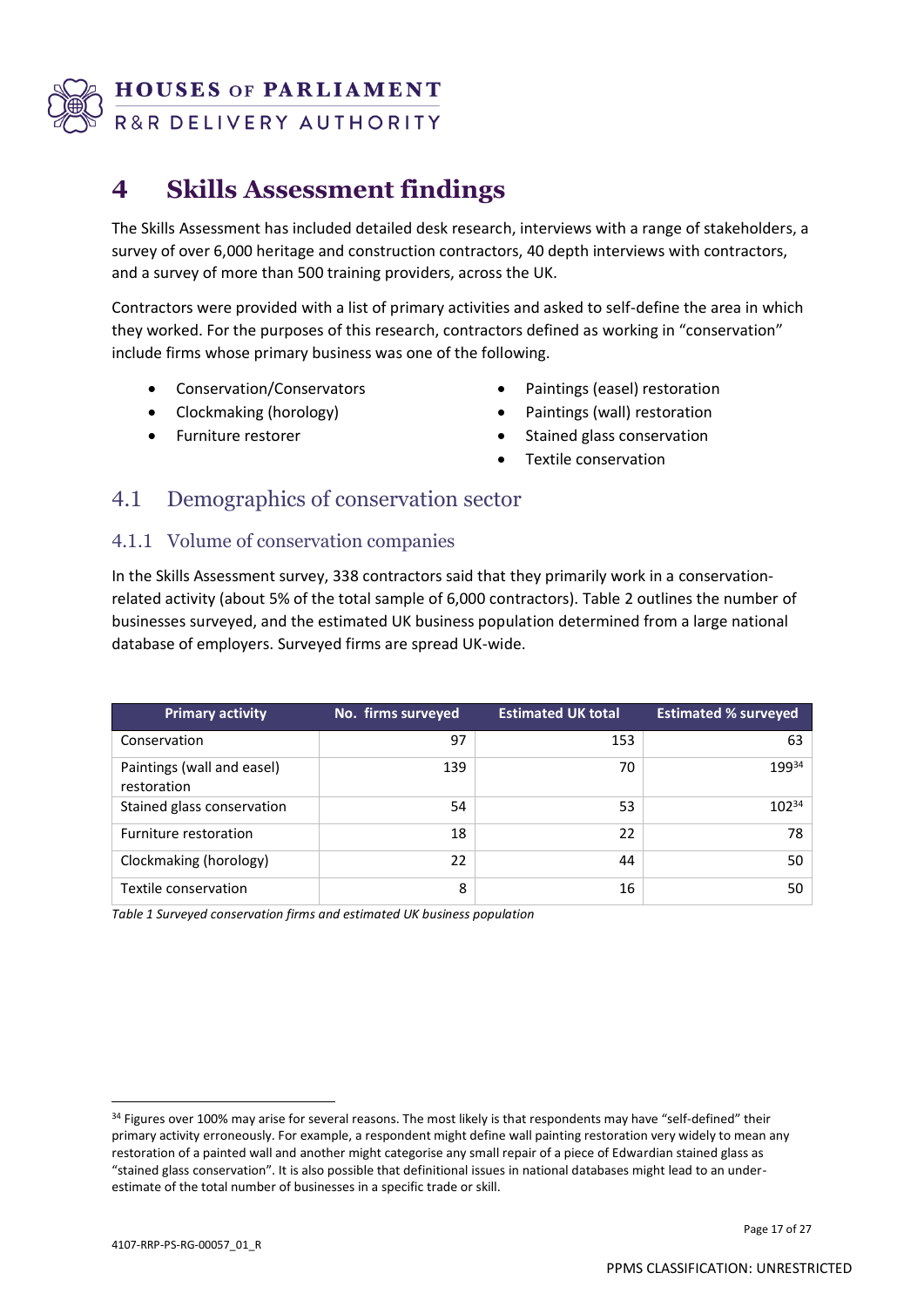# 4 Skills Assessment findings

The Skills Assessment has included detailed desk research, interviews with a range of stakeholders, a survey of over 6,000 heritage and construction contractors, 40 depth interviews with contractors, and a survey of more than 500 training providers, across the UK.

Contractors were provided with a list of primary activities and asked to self-define the area in which they worked. For the purposes of this research, contractors defined as working in "conservation" include firms whose primary business was one of the following.

- Conservation/Conservators
- Clockmaking (horology)
- Furniture restorer
- Paintings (easel) restoration
- Paintings (wall) restoration
- Stained glass conservation
- Textile conservation

## 4.1 Demographics of conservation sector

### 4.1.1 Volume of conservation companies

In the Skills Assessment survey, 338 contractors said that they primarily work in a conservation-related activity (about 5% of the total sample of 6,000 contractors). Table 2 outlines the number of businesses surveyed, and the estimated UK business population determined from a large national database of employers. Surveyed firms are spread UK-wide.

| Primary activity | No. firms surveyed | Estimated UK total | Estimated % surveyed |
|---|---|---|---|
| Conservation | 97 | 153 | 63 |
| Paintings (wall and easel) restoration | 139 | 70 | 199[34] |
| Stained glass conservation | 54 | 53 | 102[34] |
| Furniture restoration | 18 | 22 | 78 |
| Clockmaking (horology) | 22 | 44 | 50 |
| Textile conservation | 8 | 16 | 50 |

*Table 1 Surveyed conservation firms and estimated UK business population*

[34] Figures over 100% may arise for several reasons. The most likely is that respondents may have "self-defined" their primary activity erroneously. For example, a respondent might define wall painting restoration very widely to mean any restoration of a painted wall and another might categorise any small repair of a piece of Edwardian stained glass as "stained glass conservation". It is also possible that definitional issues in national databases might lead to an under-estimate of the total number of businesses in a specific trade or skill.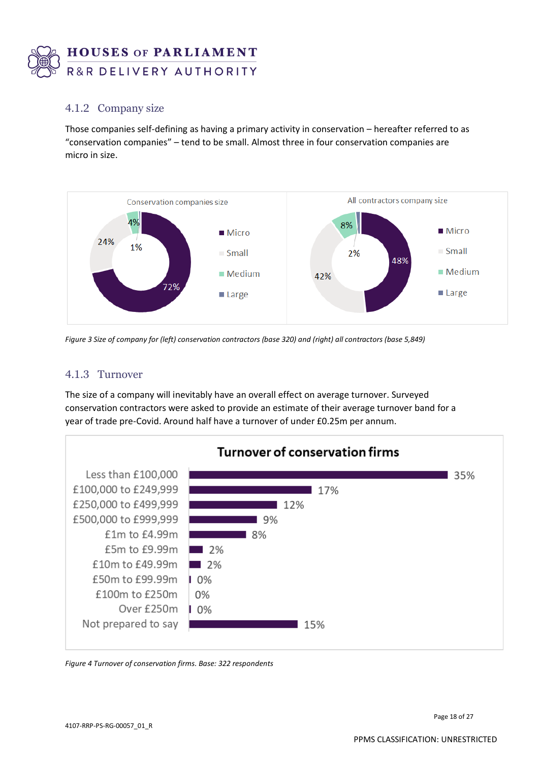### 4.1.2 Company size

Those companies self-defining as having a primary activity in conservation – hereafter referred to as "conservation companies" – tend to be small. Almost three in four conservation companies are micro in size.

*Figure 3 Size of company for (left) conservation contractors (base 320) and (right) all contractors (base 5,849)*

### 4.1.3 Turnover

The size of a company will inevitably have an overall effect on average turnover. Surveyed conservation contractors were asked to provide an estimate of their average turnover band for a year of trade pre-Covid. Around half have a turnover of under £0.25m per annum.

*Figure 4 Turnover of conservation firms. Base: 322 respondents*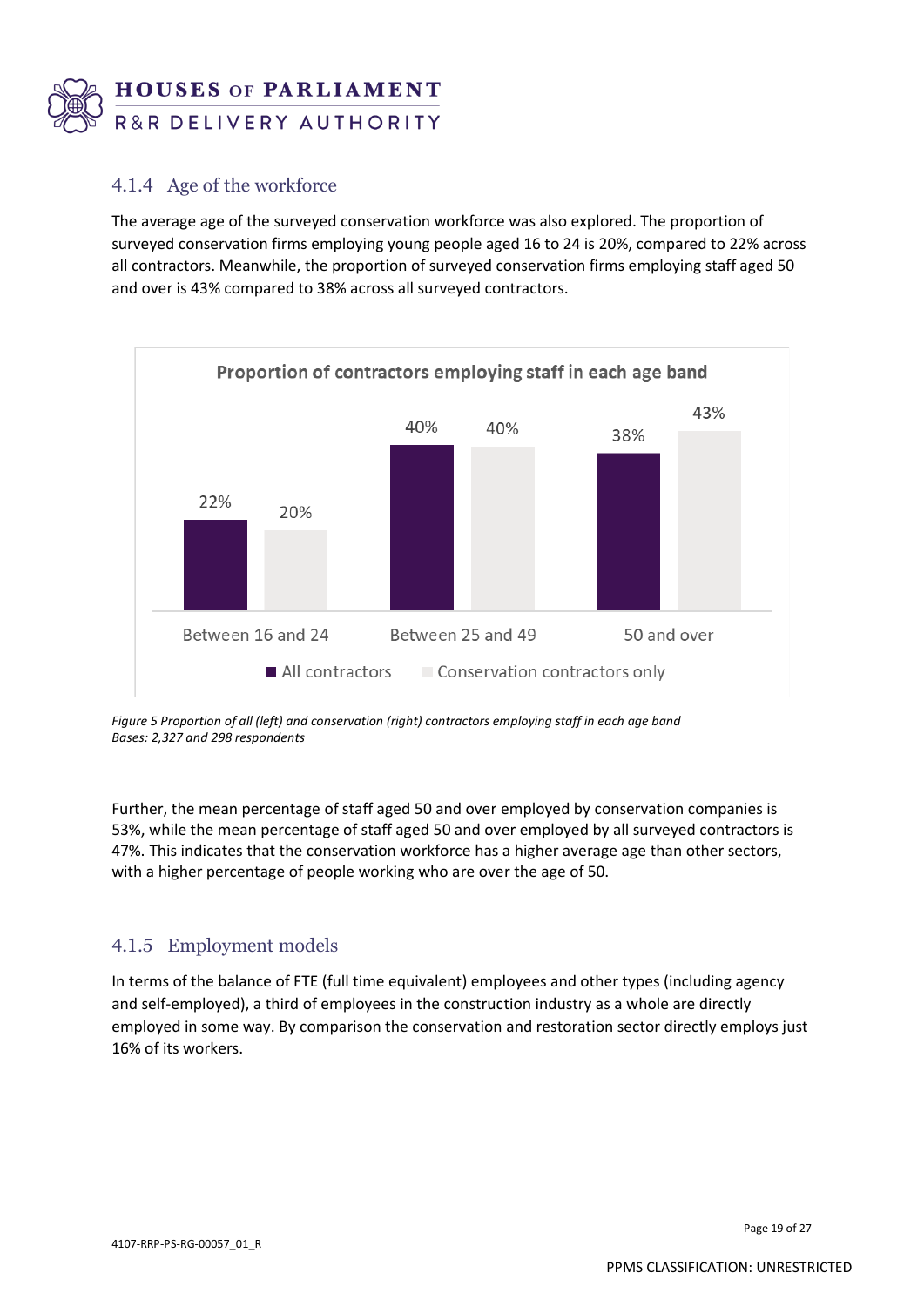### 4.1.4 Age of the workforce

The average age of the surveyed conservation workforce was also explored. The proportion of surveyed conservation firms employing young people aged 16 to 24 is 20%, compared to 22% across all contractors. Meanwhile, the proportion of surveyed conservation firms employing staff aged 50 and over is 43% compared to 38% across all surveyed contractors.

**Proportion of contractors employing staff in each age band**

| Age band | All contractors | Conservation contractors only |
| --- | --- | --- |
| Between 16 and 24 | 22% | 20% |
| Between 25 and 49 | 40% | 40% |
| 50 and over | 38% | 43% |

*Figure 5 Proportion of all (left) and conservation (right) contractors employing staff in each age band*
*Bases: 2,327 and 298 respondents*

Further, the mean percentage of staff aged 50 and over employed by conservation companies is 53%, while the mean percentage of staff aged 50 and over employed by all surveyed contractors is 47%. This indicates that the conservation workforce has a higher average age than other sectors, with a higher percentage of people working who are over the age of 50.

### 4.1.5 Employment models

In terms of the balance of FTE (full time equivalent) employees and other types (including agency and self-employed), a third of employees in the construction industry as a whole are directly employed in some way. By comparison the conservation and restoration sector directly employs just 16% of its workers.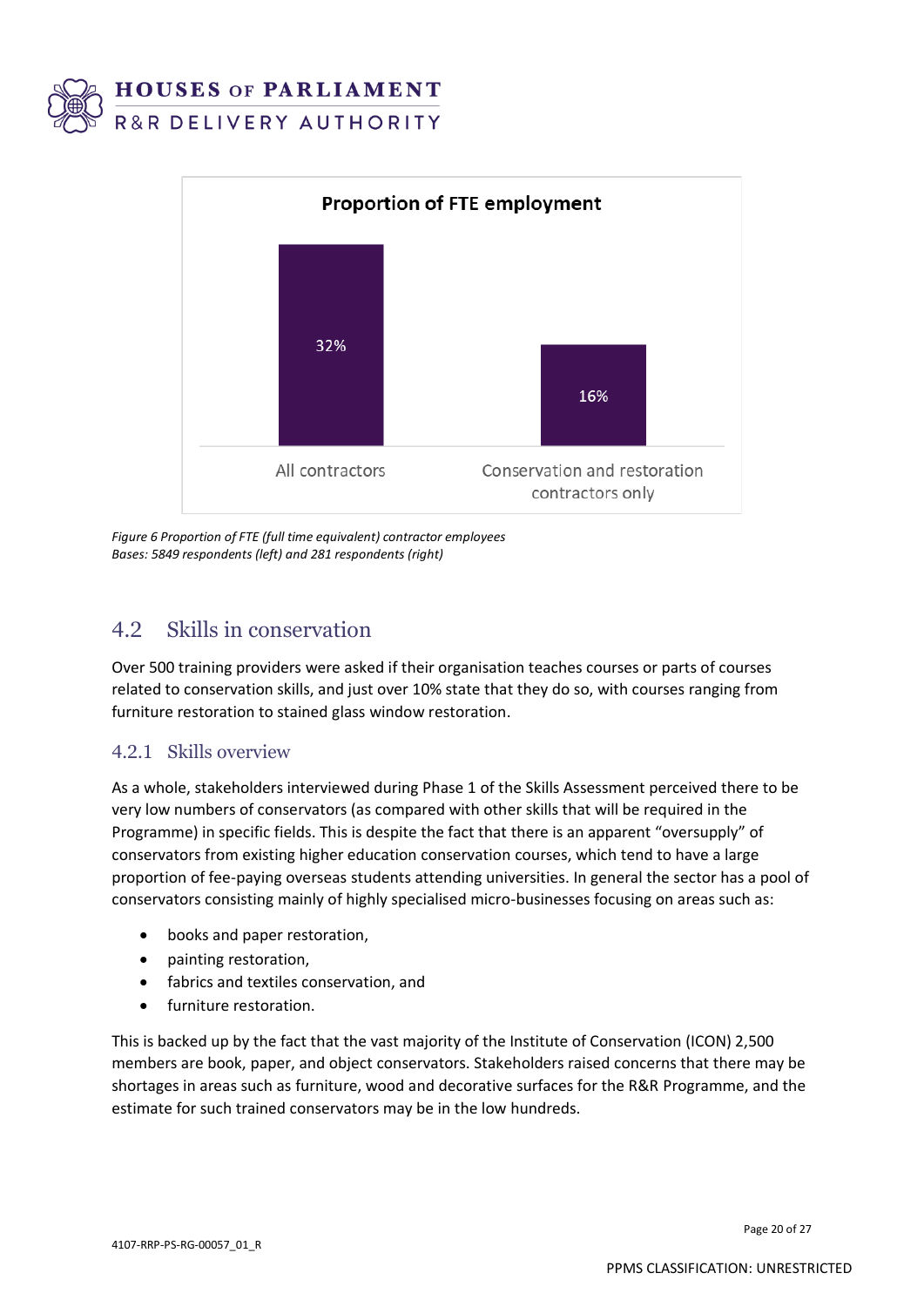**Proportion of FTE employment**

| | All contractors | Conservation and restoration contractors only |
|---|---|---|
| Proportion of FTE employment | 32% | 16% |

*Figure 6 Proportion of FTE (full time equivalent) contractor employees*
*Bases: 5849 respondents (left) and 281 respondents (right)*

## 4.2 Skills in conservation

Over 500 training providers were asked if their organisation teaches courses or parts of courses related to conservation skills, and just over 10% state that they do so, with courses ranging from furniture restoration to stained glass window restoration.

### 4.2.1 Skills overview

As a whole, stakeholders interviewed during Phase 1 of the Skills Assessment perceived there to be very low numbers of conservators (as compared with other skills that will be required in the Programme) in specific fields. This is despite the fact that there is an apparent "oversupply" of conservators from existing higher education conservation courses, which tend to have a large proportion of fee-paying overseas students attending universities. In general the sector has a pool of conservators consisting mainly of highly specialised micro-businesses focusing on areas such as:

- books and paper restoration,
- painting restoration,
- fabrics and textiles conservation, and
- furniture restoration.

This is backed up by the fact that the vast majority of the Institute of Conservation (ICON) 2,500 members are book, paper, and object conservators. Stakeholders raised concerns that there may be shortages in areas such as furniture, wood and decorative surfaces for the R&R Programme, and the estimate for such trained conservators may be in the low hundreds.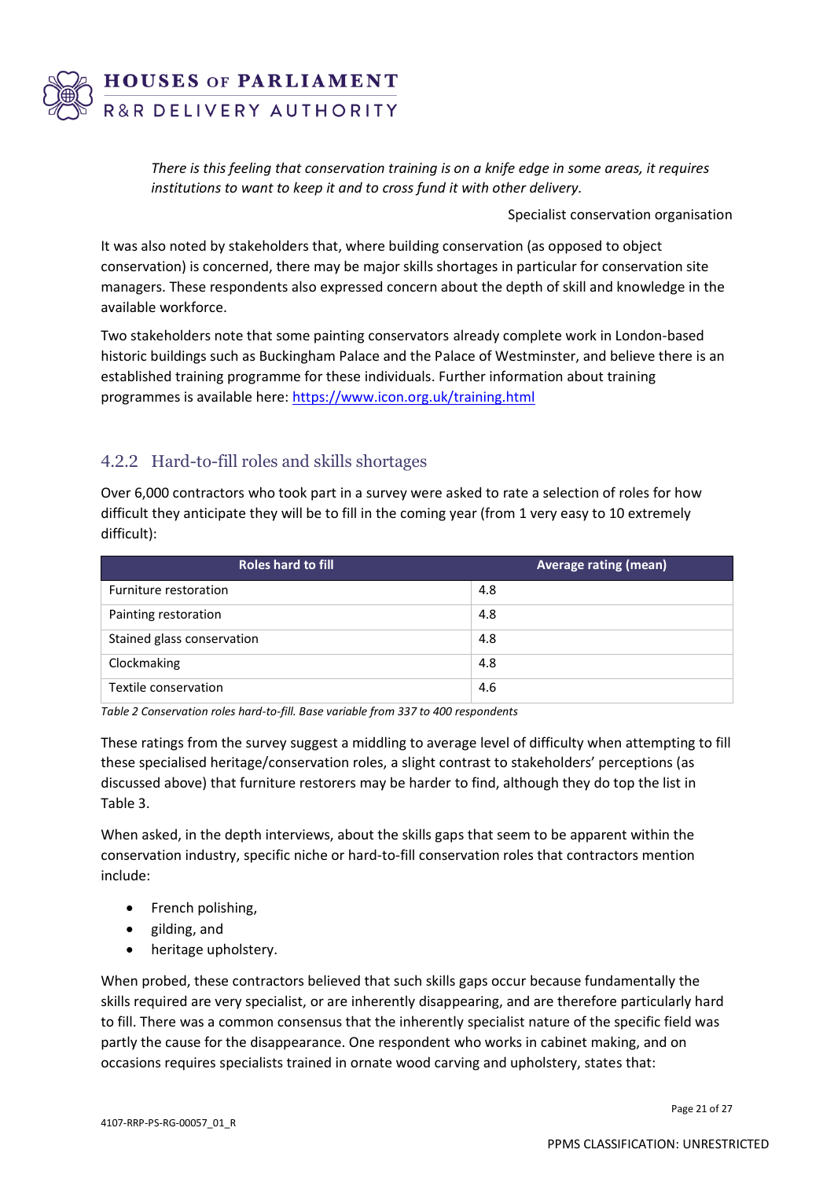*There is this feeling that conservation training is on a knife edge in some areas, it requires institutions to want to keep it and to cross fund it with other delivery.*

Specialist conservation organisation

It was also noted by stakeholders that, where building conservation (as opposed to object conservation) is concerned, there may be major skills shortages in particular for conservation site managers. These respondents also expressed concern about the depth of skill and knowledge in the available workforce.

Two stakeholders note that some painting conservators already complete work in London-based historic buildings such as Buckingham Palace and the Palace of Westminster, and believe there is an established training programme for these individuals. Further information about training programmes is available here: https://www.icon.org.uk/training.html

### 4.2.2 Hard-to-fill roles and skills shortages

Over 6,000 contractors who took part in a survey were asked to rate a selection of roles for how difficult they anticipate they will be to fill in the coming year (from 1 very easy to 10 extremely difficult):

| Roles hard to fill | Average rating (mean) |
| --- | --- |
| Furniture restoration | 4.8 |
| Painting restoration | 4.8 |
| Stained glass conservation | 4.8 |
| Clockmaking | 4.8 |
| Textile conservation | 4.6 |

*Table 2 Conservation roles hard-to-fill. Base variable from 337 to 400 respondents*

These ratings from the survey suggest a middling to average level of difficulty when attempting to fill these specialised heritage/conservation roles, a slight contrast to stakeholders' perceptions (as discussed above) that furniture restorers may be harder to find, although they do top the list in Table 3.

When asked, in the depth interviews, about the skills gaps that seem to be apparent within the conservation industry, specific niche or hard-to-fill conservation roles that contractors mention include:

- French polishing,
- gilding, and
- heritage upholstery.

When probed, these contractors believed that such skills gaps occur because fundamentally the skills required are very specialist, or are inherently disappearing, and are therefore particularly hard to fill. There was a common consensus that the inherently specialist nature of the specific field was partly the cause for the disappearance. One respondent who works in cabinet making, and on occasions requires specialists trained in ornate wood carving and upholstery, states that: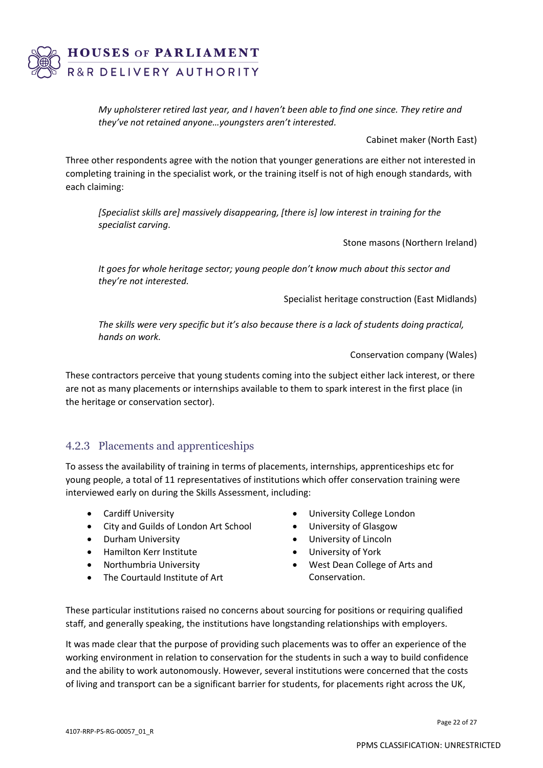> *My upholsterer retired last year, and I haven't been able to find one since. They retire and they've not retained anyone…youngsters aren't interested.*
>
> Cabinet maker (North East)

Three other respondents agree with the notion that younger generations are either not interested in completing training in the specialist work, or the training itself is not of high enough standards, with each claiming:

> *[Specialist skills are] massively disappearing, [there is] low interest in training for the specialist carving.*
>
> Stone masons (Northern Ireland)

> *It goes for whole heritage sector; young people don't know much about this sector and they're not interested.*
>
> Specialist heritage construction (East Midlands)

> *The skills were very specific but it's also because there is a lack of students doing practical, hands on work.*
>
> Conservation company (Wales)

These contractors perceive that young students coming into the subject either lack interest, or there are not as many placements or internships available to them to spark interest in the first place (in the heritage or conservation sector).

### 4.2.3 Placements and apprenticeships

To assess the availability of training in terms of placements, internships, apprenticeships etc for young people, a total of 11 representatives of institutions which offer conservation training were interviewed early on during the Skills Assessment, including:

- Cardiff University
- City and Guilds of London Art School
- Durham University
- Hamilton Kerr Institute
- Northumbria University
- The Courtauld Institute of Art
- University College London
- University of Glasgow
- University of Lincoln
- University of York
- West Dean College of Arts and Conservation.

These particular institutions raised no concerns about sourcing for positions or requiring qualified staff, and generally speaking, the institutions have longstanding relationships with employers.

It was made clear that the purpose of providing such placements was to offer an experience of the working environment in relation to conservation for the students in such a way to build confidence and the ability to work autonomously. However, several institutions were concerned that the costs of living and transport can be a significant barrier for students, for placements right across the UK,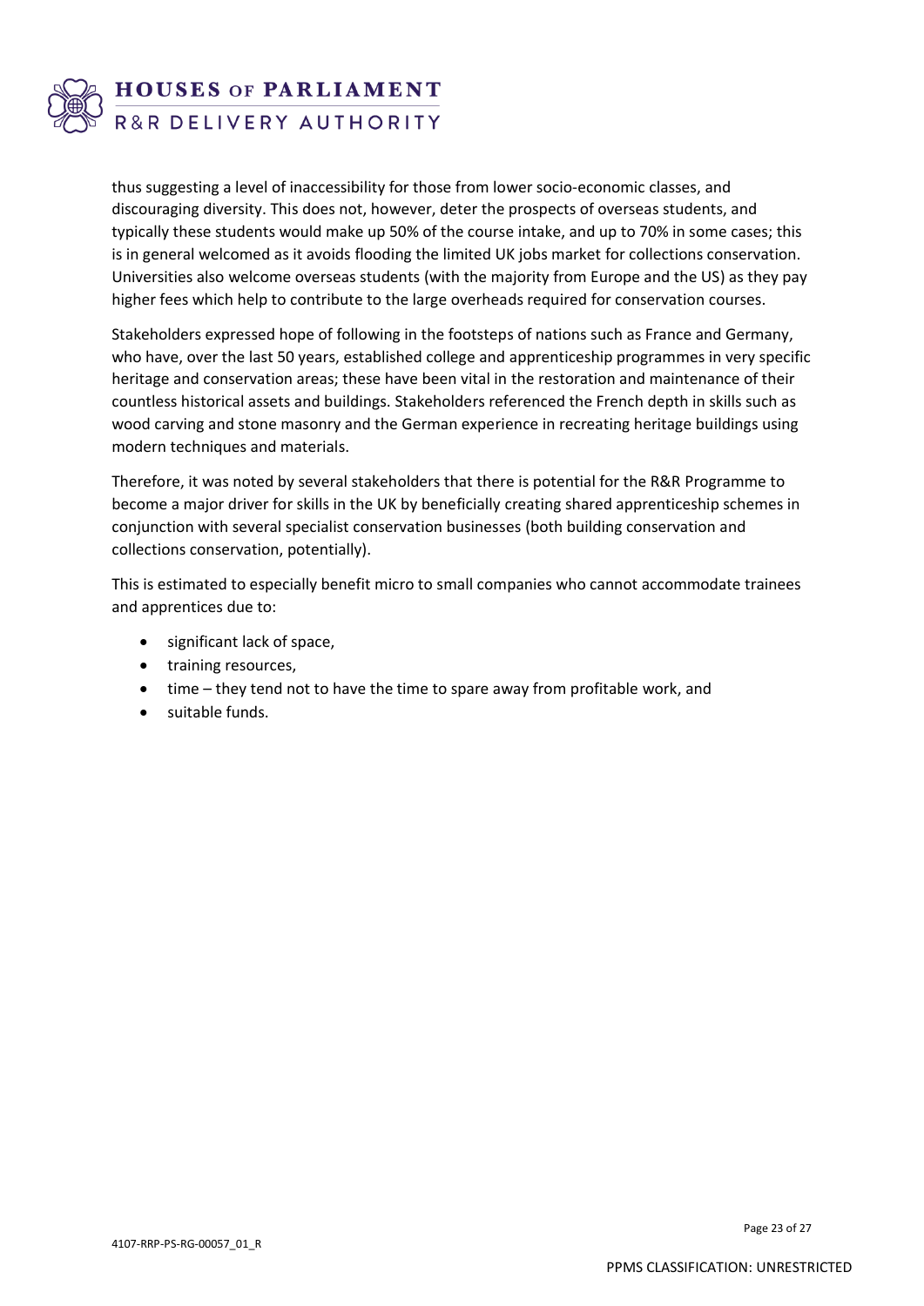thus suggesting a level of inaccessibility for those from lower socio-economic classes, and discouraging diversity. This does not, however, deter the prospects of overseas students, and typically these students would make up 50% of the course intake, and up to 70% in some cases; this is in general welcomed as it avoids flooding the limited UK jobs market for collections conservation. Universities also welcome overseas students (with the majority from Europe and the US) as they pay higher fees which help to contribute to the large overheads required for conservation courses.

Stakeholders expressed hope of following in the footsteps of nations such as France and Germany, who have, over the last 50 years, established college and apprenticeship programmes in very specific heritage and conservation areas; these have been vital in the restoration and maintenance of their countless historical assets and buildings. Stakeholders referenced the French depth in skills such as wood carving and stone masonry and the German experience in recreating heritage buildings using modern techniques and materials.

Therefore, it was noted by several stakeholders that there is potential for the R&R Programme to become a major driver for skills in the UK by beneficially creating shared apprenticeship schemes in conjunction with several specialist conservation businesses (both building conservation and collections conservation, potentially).

This is estimated to especially benefit micro to small companies who cannot accommodate trainees and apprentices due to:

- significant lack of space,
- training resources,
- time – they tend not to have the time to spare away from profitable work, and
- suitable funds.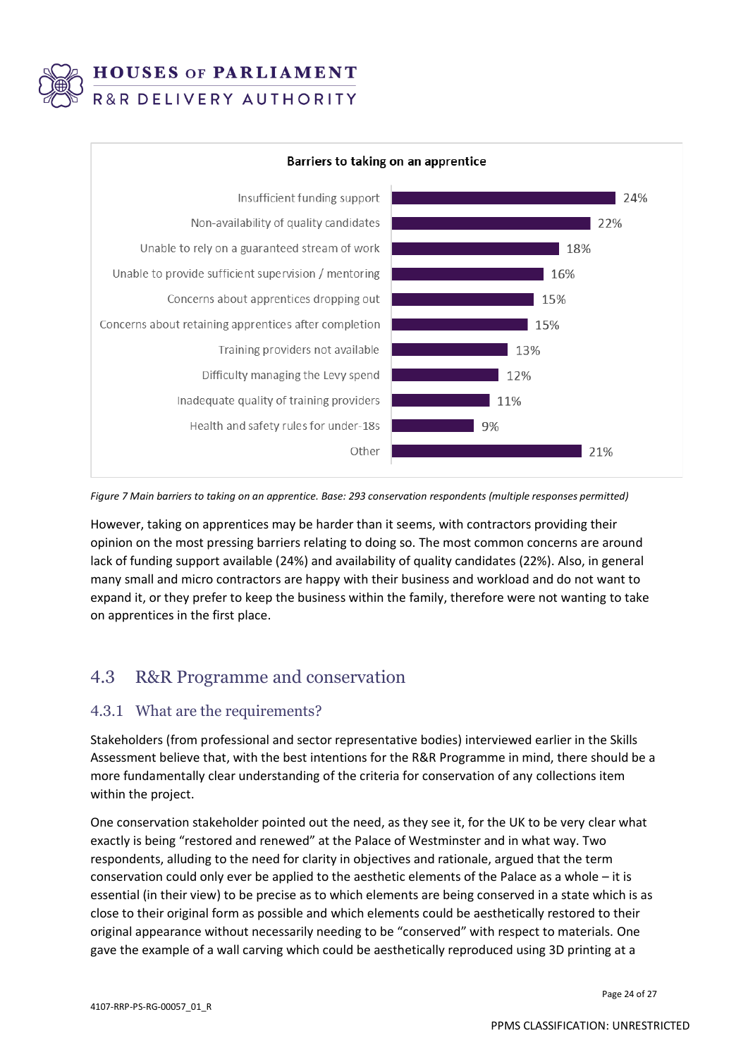**Barriers to taking on an apprentice**

| Barrier | % |
|---|---|
| Insufficient funding support | 24% |
| Non-availability of quality candidates | 22% |
| Unable to rely on a guaranteed stream of work | 18% |
| Unable to provide sufficient supervision / mentoring | 16% |
| Concerns about apprentices dropping out | 15% |
| Concerns about retaining apprentices after completion | 15% |
| Training providers not available | 13% |
| Difficulty managing the Levy spend | 12% |
| Inadequate quality of training providers | 11% |
| Health and safety rules for under-18s | 9% |
| Other | 21% |

*Figure 7 Main barriers to taking on an apprentice. Base: 293 conservation respondents (multiple responses permitted)*

However, taking on apprentices may be harder than it seems, with contractors providing their opinion on the most pressing barriers relating to doing so. The most common concerns are around lack of funding support available (24%) and availability of quality candidates (22%). Also, in general many small and micro contractors are happy with their business and workload and do not want to expand it, or they prefer to keep the business within the family, therefore were not wanting to take on apprentices in the first place.

## 4.3 R&R Programme and conservation

### 4.3.1 What are the requirements?

Stakeholders (from professional and sector representative bodies) interviewed earlier in the Skills Assessment believe that, with the best intentions for the R&R Programme in mind, there should be a more fundamentally clear understanding of the criteria for conservation of any collections item within the project.

One conservation stakeholder pointed out the need, as they see it, for the UK to be very clear what exactly is being "restored and renewed" at the Palace of Westminster and in what way. Two respondents, alluding to the need for clarity in objectives and rationale, argued that the term conservation could only ever be applied to the aesthetic elements of the Palace as a whole – it is essential (in their view) to be precise as to which elements are being conserved in a state which is as close to their original form as possible and which elements could be aesthetically restored to their original appearance without necessarily needing to be "conserved" with respect to materials. One gave the example of a wall carving which could be aesthetically reproduced using 3D printing at a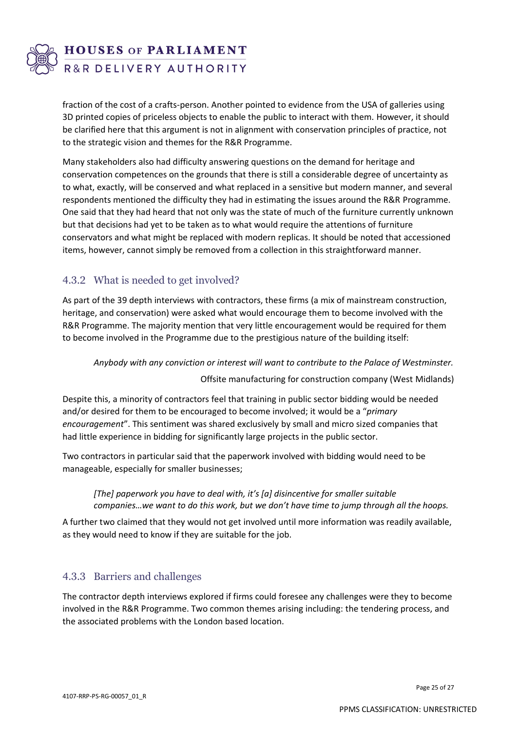fraction of the cost of a crafts-person. Another pointed to evidence from the USA of galleries using 3D printed copies of priceless objects to enable the public to interact with them. However, it should be clarified here that this argument is not in alignment with conservation principles of practice, not to the strategic vision and themes for the R&R Programme.

Many stakeholders also had difficulty answering questions on the demand for heritage and conservation competences on the grounds that there is still a considerable degree of uncertainty as to what, exactly, will be conserved and what replaced in a sensitive but modern manner, and several respondents mentioned the difficulty they had in estimating the issues around the R&R Programme. One said that they had heard that not only was the state of much of the furniture currently unknown but that decisions had yet to be taken as to what would require the attentions of furniture conservators and what might be replaced with modern replicas. It should be noted that accessioned items, however, cannot simply be removed from a collection in this straightforward manner.

### 4.3.2 What is needed to get involved?

As part of the 39 depth interviews with contractors, these firms (a mix of mainstream construction, heritage, and conservation) were asked what would encourage them to become involved with the R&R Programme. The majority mention that very little encouragement would be required for them to become involved in the Programme due to the prestigious nature of the building itself:

> *Anybody with any conviction or interest will want to contribute to the Palace of Westminster.*
>
> Offsite manufacturing for construction company (West Midlands)

Despite this, a minority of contractors feel that training in public sector bidding would be needed and/or desired for them to be encouraged to become involved; it would be a "*primary encouragement*". This sentiment was shared exclusively by small and micro sized companies that had little experience in bidding for significantly large projects in the public sector.

Two contractors in particular said that the paperwork involved with bidding would need to be manageable, especially for smaller businesses;

> *[The] paperwork you have to deal with, it's [a] disincentive for smaller suitable companies…we want to do this work, but we don't have time to jump through all the hoops.*

A further two claimed that they would not get involved until more information was readily available, as they would need to know if they are suitable for the job.

### 4.3.3 Barriers and challenges

The contractor depth interviews explored if firms could foresee any challenges were they to become involved in the R&R Programme. Two common themes arising including: the tendering process, and the associated problems with the London based location.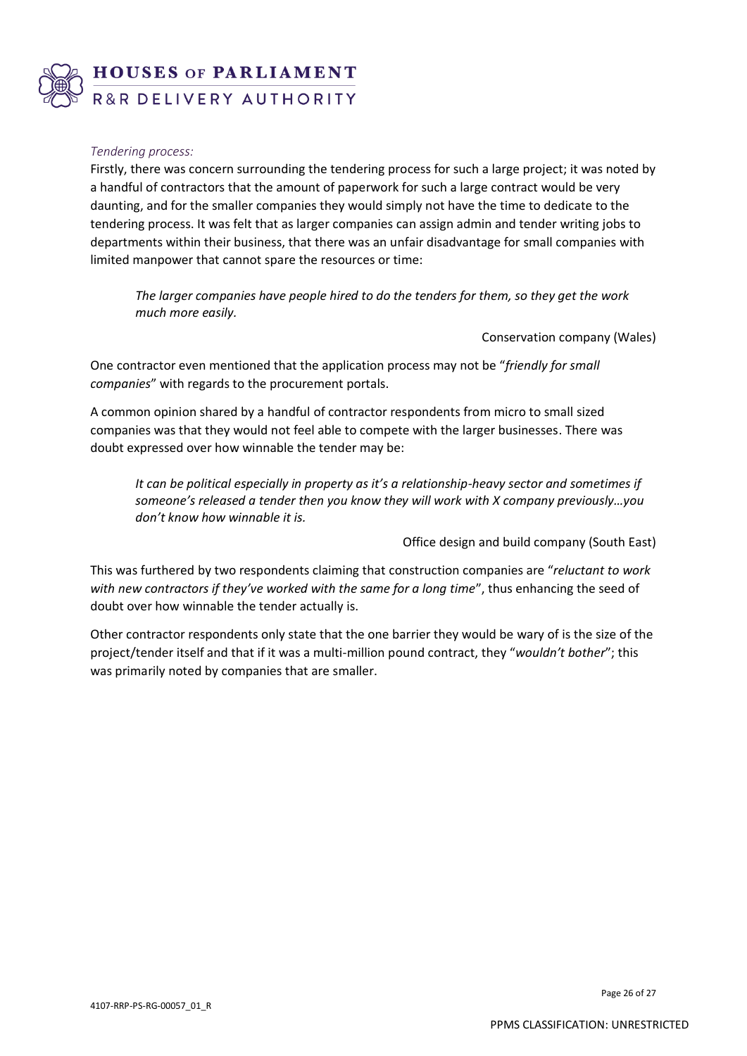*Tendering process:*

Firstly, there was concern surrounding the tendering process for such a large project; it was noted by a handful of contractors that the amount of paperwork for such a large contract would be very daunting, and for the smaller companies they would simply not have the time to dedicate to the tendering process. It was felt that as larger companies can assign admin and tender writing jobs to departments within their business, that there was an unfair disadvantage for small companies with limited manpower that cannot spare the resources or time:

> *The larger companies have people hired to do the tenders for them, so they get the work much more easily.*
>
> Conservation company (Wales)

One contractor even mentioned that the application process may not be "*friendly for small companies*" with regards to the procurement portals.

A common opinion shared by a handful of contractor respondents from micro to small sized companies was that they would not feel able to compete with the larger businesses. There was doubt expressed over how winnable the tender may be:

> *It can be political especially in property as it's a relationship-heavy sector and sometimes if someone's released a tender then you know they will work with X company previously…you don't know how winnable it is.*
>
> Office design and build company (South East)

This was furthered by two respondents claiming that construction companies are "*reluctant to work with new contractors if they've worked with the same for a long time*", thus enhancing the seed of doubt over how winnable the tender actually is.

Other contractor respondents only state that the one barrier they would be wary of is the size of the project/tender itself and that if it was a multi-million pound contract, they "*wouldn't bother*"; this was primarily noted by companies that are smaller.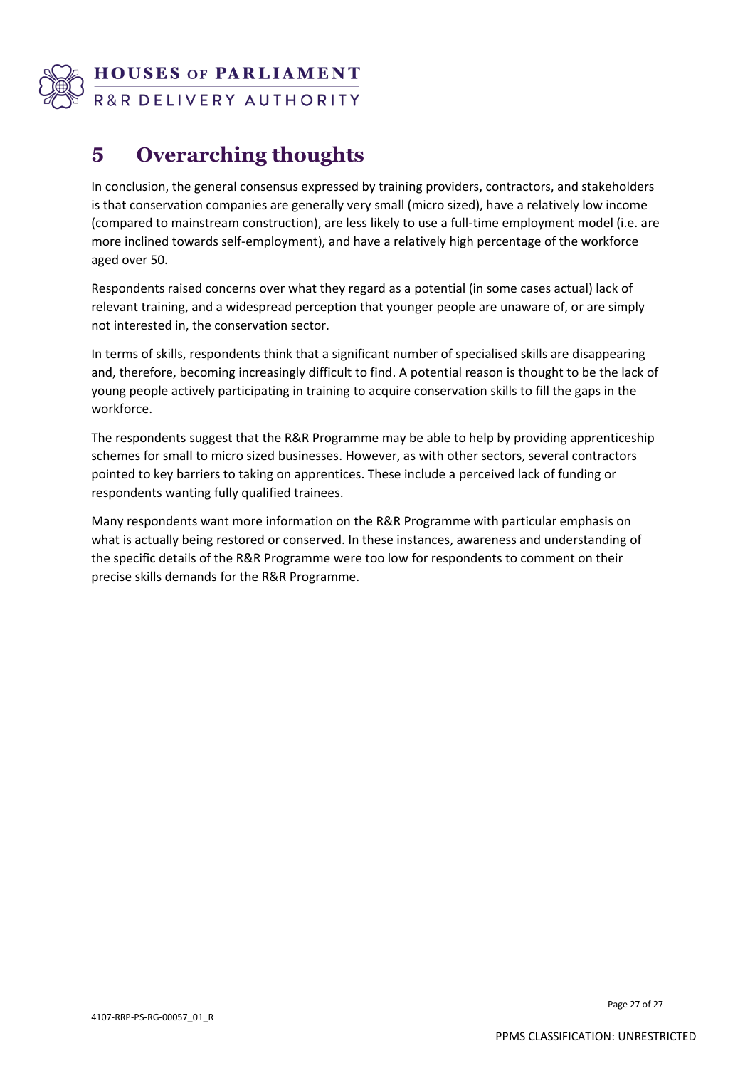# 5 Overarching thoughts

In conclusion, the general consensus expressed by training providers, contractors, and stakeholders is that conservation companies are generally very small (micro sized), have a relatively low income (compared to mainstream construction), are less likely to use a full-time employment model (i.e. are more inclined towards self-employment), and have a relatively high percentage of the workforce aged over 50.

Respondents raised concerns over what they regard as a potential (in some cases actual) lack of relevant training, and a widespread perception that younger people are unaware of, or are simply not interested in, the conservation sector.

In terms of skills, respondents think that a significant number of specialised skills are disappearing and, therefore, becoming increasingly difficult to find. A potential reason is thought to be the lack of young people actively participating in training to acquire conservation skills to fill the gaps in the workforce.

The respondents suggest that the R&R Programme may be able to help by providing apprenticeship schemes for small to micro sized businesses. However, as with other sectors, several contractors pointed to key barriers to taking on apprentices. These include a perceived lack of funding or respondents wanting fully qualified trainees.

Many respondents want more information on the R&R Programme with particular emphasis on what is actually being restored or conserved. In these instances, awareness and understanding of the specific details of the R&R Programme were too low for respondents to comment on their precise skills demands for the R&R Programme.